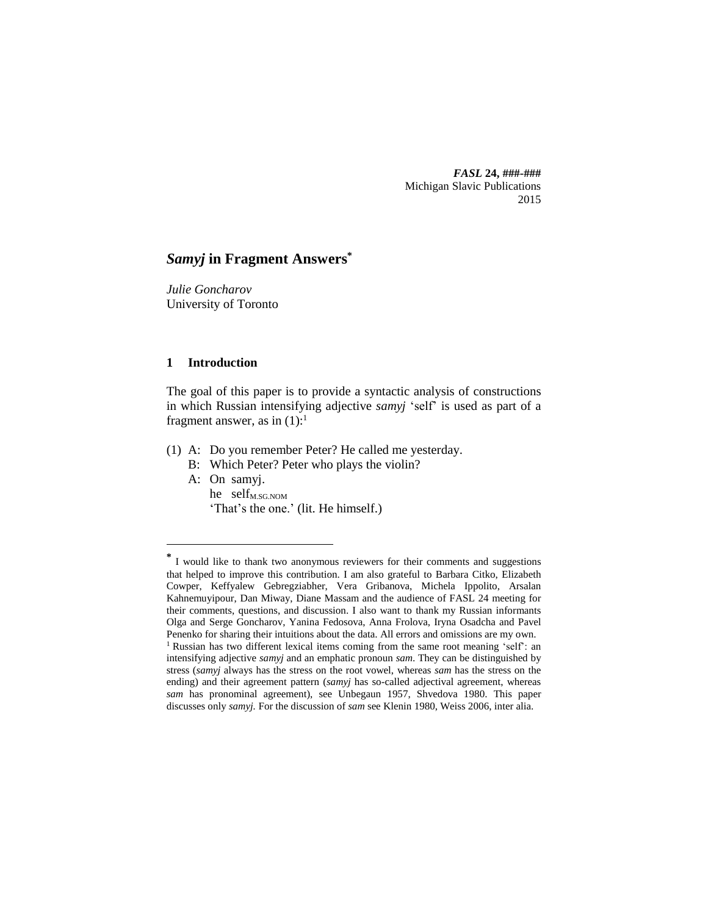*FASL* **24, ###-###**
Michigan Slavic Publications
2015

# *Samyj* in Fragment Answers*

*Julie Goncharov*
University of Toronto

## 1 Introduction

The goal of this paper is to provide a syntactic analysis of constructions in which Russian intensifying adjective *samyj* 'self' is used as part of a fragment answer, as in (1):[1]

(1) A: Do you remember Peter? He called me yesterday.
  B: Which Peter? Peter who plays the violin?
  A: On samyj.
    he self$_{\text{M.SG.NOM}}$
    'That's the one.' (lit. He himself.)

---

\* I would like to thank two anonymous reviewers for their comments and suggestions that helped to improve this contribution. I am also grateful to Barbara Citko, Elizabeth Cowper, Keffyalew Gebregziabher, Vera Gribanova, Michela Ippolito, Arsalan Kahnemuyipour, Dan Miway, Diane Massam and the audience of FASL 24 meeting for their comments, questions, and discussion. I also want to thank my Russian informants Olga and Serge Goncharov, Yanina Fedosova, Anna Frolova, Iryna Osadcha and Pavel Penenko for sharing their intuitions about the data. All errors and omissions are my own.

[1] Russian has two different lexical items coming from the same root meaning 'self': an intensifying adjective *samyj* and an emphatic pronoun *sam*. They can be distinguished by stress (*samyj* always has the stress on the root vowel, whereas *sam* has the stress on the ending) and their agreement pattern (*samyj* has so-called adjectival agreement, whereas *sam* has pronominal agreement), see Unbegaun 1957, Shvedova 1980. This paper discusses only *samyj*. For the discussion of *sam* see Klenin 1980, Weiss 2006, inter alia.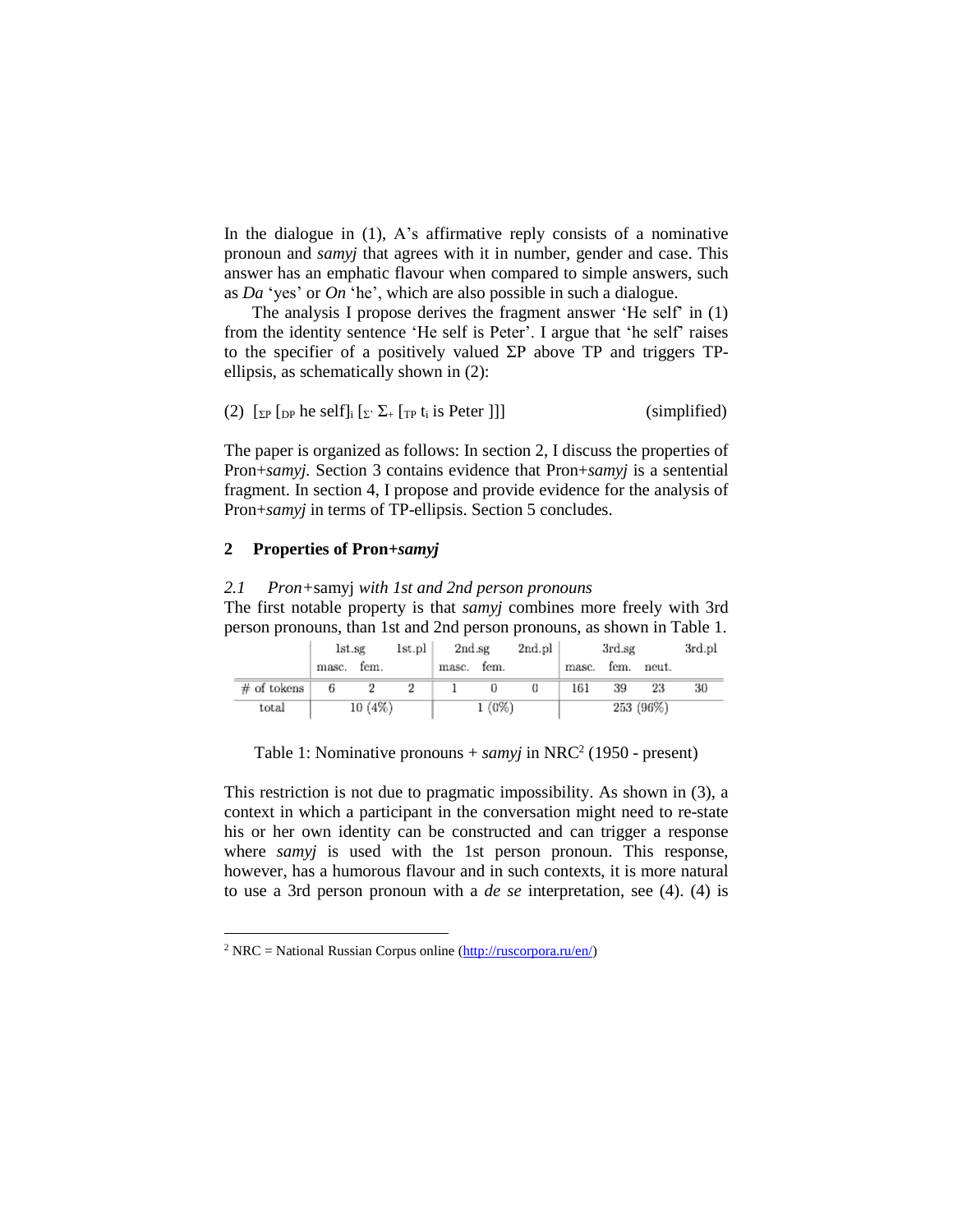In the dialogue in (1), A's affirmative reply consists of a nominative pronoun and *samyj* that agrees with it in number, gender and case. This answer has an emphatic flavour when compared to simple answers, such as *Da* 'yes' or *On* 'he', which are also possible in such a dialogue.

The analysis I propose derives the fragment answer 'He self' in (1) from the identity sentence 'He self is Peter'. I argue that 'he self' raises to the specifier of a positively valued ΣP above TP and triggers TP-ellipsis, as schematically shown in (2):

(2) $[_{\Sigma P}$ $[_{DP}$ he self$]_i$ $[_{\Sigma'}$ $\Sigma_+$ $[_{TP}$ $t_i$ is Peter ]]] (simplified)

The paper is organized as follows: In section 2, I discuss the properties of Pron+*samyj*. Section 3 contains evidence that Pron+*samyj* is a sentential fragment. In section 4, I propose and provide evidence for the analysis of Pron+*samyj* in terms of TP-ellipsis. Section 5 concludes.

## 2 Properties of Pron+*samyj*

### 2.1 *Pron+*samyj *with 1st and 2nd person pronouns*

The first notable property is that *samyj* combines more freely with 3rd person pronouns, than 1st and 2nd person pronouns, as shown in Table 1.

| | 1st.sg | | 1st.pl | 2nd.sg | | 2nd.pl | 3rd.sg | | | 3rd.pl |
|---|---|---|---|---|---|---|---|---|---|---|
| | masc. | fem. | | masc. | fem. | | masc. | fem. | neut. | |
| # of tokens | 6 | 2 | 2 | 1 | 0 | 0 | 161 | 39 | 23 | 30 |
| total | 10 (4%) | | | 1 (0%) | | | 253 (96%) | | | |

Table 1: Nominative pronouns + *samyj* in NRC[2] (1950 - present)

This restriction is not due to pragmatic impossibility. As shown in (3), a context in which a participant in the conversation might need to re-state his or her own identity can be constructed and can trigger a response where *samyj* is used with the 1st person pronoun. This response, however, has a humorous flavour and in such contexts, it is more natural to use a 3rd person pronoun with a *de se* interpretation, see (4). (4) is

[2] NRC = National Russian Corpus online (http://ruscorpora.ru/en/)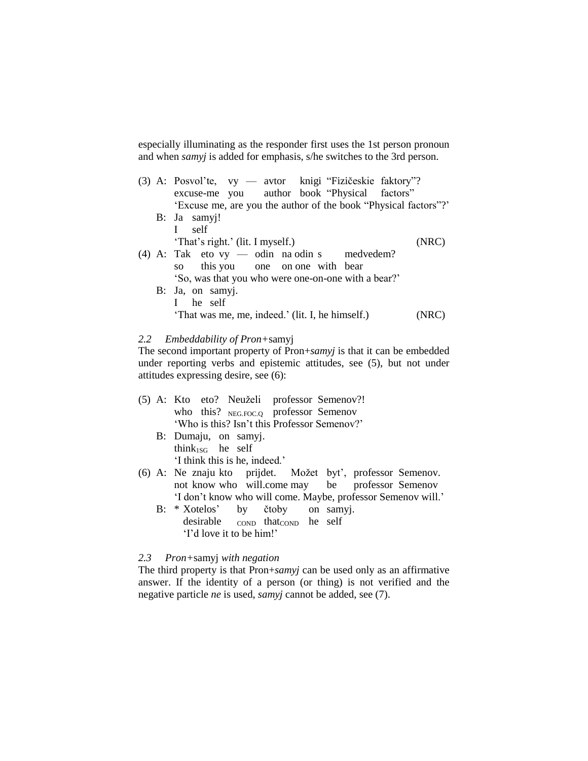especially illuminating as the responder first uses the 1st person pronoun and when *samyj* is added for emphasis, s/he switches to the 3rd person.

(3) A: Posvol'te, vy — avtor knigi "Fizičeskie faktory"?
excuse-me you author book "Physical factors"
'Excuse me, are you the author of the book "Physical factors"?'

B: Ja samyj!
I self
'That's right.' (lit. I myself.) (NRC)

(4) A: Tak eto vy — odin na odin s medvedem?
so this you one on one with bear
'So, was that you who were one-on-one with a bear?'

B: Ja, on samyj.
I he self
'That was me, me, indeed.' (lit. I, he himself.) (NRC)

### 2.2 Embeddability of Pron+samyj

The second important property of Pron+*samyj* is that it can be embedded under reporting verbs and epistemic attitudes, see (5), but not under attitudes expressing desire, see (6):

(5) A: Kto eto? Neuželi professor Semenov?!
who this? $_{\text{NEG.FOC.Q}}$ professor Semenov
'Who is this? Isn't this Professor Semenov?'

B: Dumaju, on samyj.
think$_{\text{1SG}}$ he self
'I think this is he, indeed.'

(6) A: Ne znaju kto prijdet. Možet byt', professor Semenov.
not know who will.come may be professor Semenov
'I don't know who will come. Maybe, professor Semenov will.'

B: * Xotelos' by čtoby on samyj.
desirable $_{\text{COND}}$ that$_{\text{COND}}$ he self
'I'd love it to be him!'

### 2.3 Pron+samyj with negation

The third property is that Pron+*samyj* can be used only as an affirmative answer. If the identity of a person (or thing) is not verified and the negative particle *ne* is used, *samyj* cannot be added, see (7).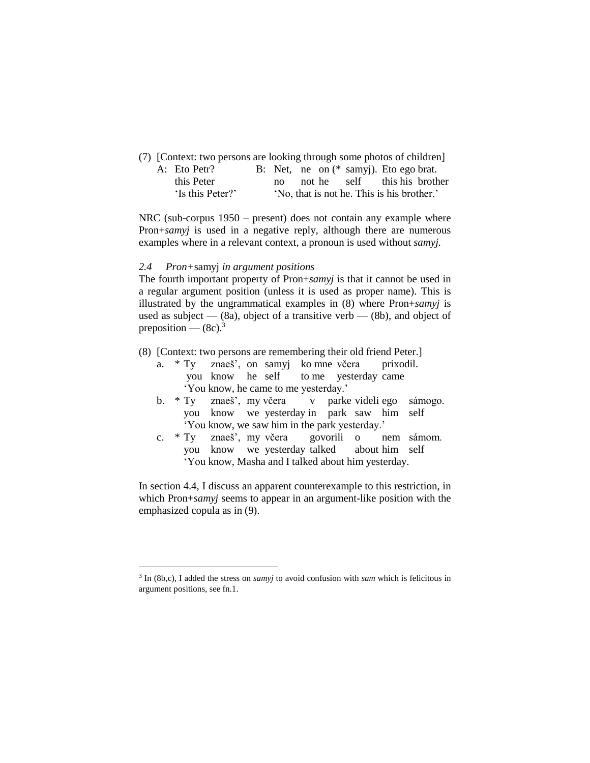(7) [Context: two persons are looking through some photos of children]

A: Eto Petr?
this Peter
'Is this Peter?'

B: Net, ne on (* samyj). Eto ego brat.
no not he self this his brother
'No, that is not he. This is his brother.'

NRC (sub-corpus 1950 – present) does not contain any example where Pron+*samyj* is used in a negative reply, although there are numerous examples where in a relevant context, a pronoun is used without *samyj.*

### *2.4 Pron+*samyj *in argument positions*

The fourth important property of Pron+*samyj* is that it cannot be used in a regular argument position (unless it is used as proper name). This is illustrated by the ungrammatical examples in (8) where Pron+*samyj* is used as subject — (8a), object of a transitive verb — (8b), and object of preposition — (8c).[3]

(8) [Context: two persons are remembering their old friend Peter.]

a. * Ty znaeš', on samyj ko mne včera prixodil.
you know he self to me yesterday came
'You know, he came to me yesterday.'

b. * Ty znaeš', my včera v parke videli ego sámogo.
you know we yesterday in park saw him self
'You know, we saw him in the park yesterday.'

c. * Ty znaeš', my včera govorili o nem sámom.
you know we yesterday talked about him self
'You know, Masha and I talked about him yesterday.

In section 4.4, I discuss an apparent counterexample to this restriction, in which Pron+*samyj* seems to appear in an argument-like position with the emphasized copula as in (9).

---

[3] In (8b,c), I added the stress on *samyj* to avoid confusion with *sam* which is felicitous in argument positions, see fn.1.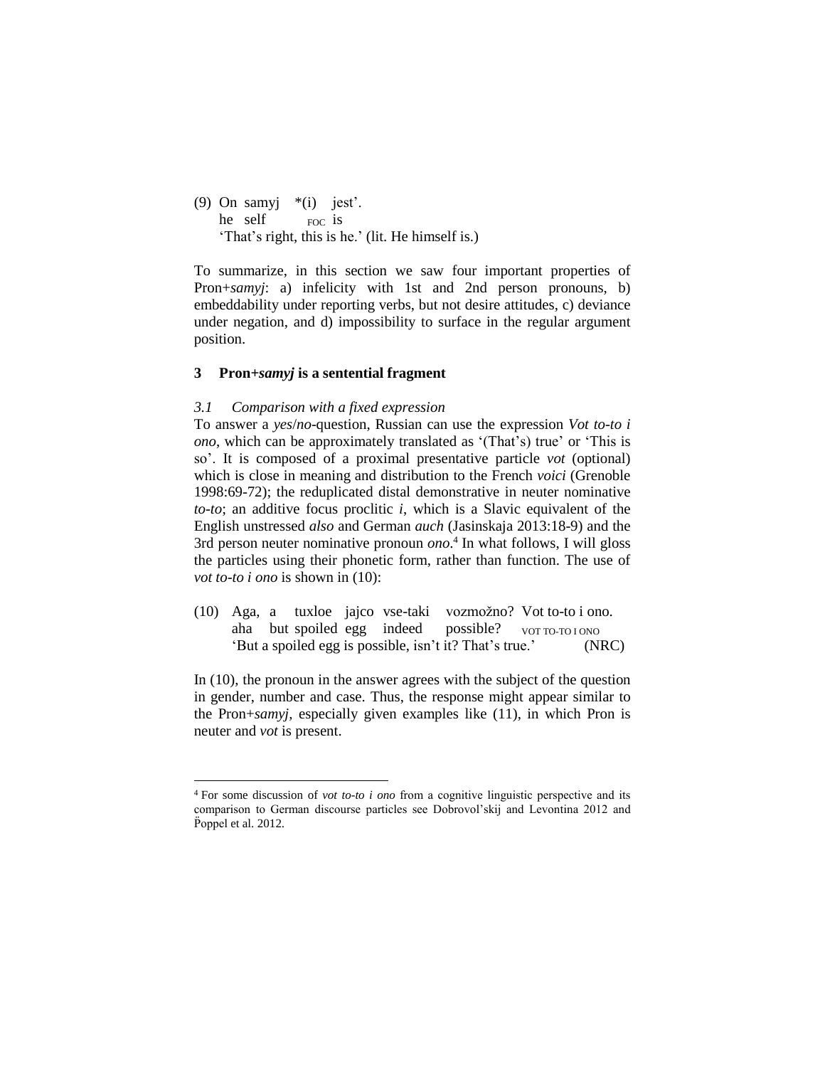(9) On samyj *(i) jest'.
    he self FOC is
    'That's right, this is he.' (lit. He himself is.)

To summarize, in this section we saw four important properties of Pron+*samyj*: a) infelicity with 1st and 2nd person pronouns, b) embeddability under reporting verbs, but not desire attitudes, c) deviance under negation, and d) impossibility to surface in the regular argument position.

## 3 Pron+*samyj* is a sentential fragment

### *3.1 Comparison with a fixed expression*

To answer a *yes*/*no*-question, Russian can use the expression *Vot to-to i ono*, which can be approximately translated as '(That's) true' or 'This is so'. It is composed of a proximal presentative particle *vot* (optional) which is close in meaning and distribution to the French *voici* (Grenoble 1998:69-72); the reduplicated distal demonstrative in neuter nominative *to-to*; an additive focus proclitic *i*, which is a Slavic equivalent of the English unstressed *also* and German *auch* (Jasinskaja 2013:18-9) and the 3rd person neuter nominative pronoun *ono*.[4] In what follows, I will gloss the particles using their phonetic form, rather than function. The use of *vot to-to i ono* is shown in (10):

(10) Aga, a tuxloe jajco vse-taki vozmožno? Vot to-to i ono.
     aha but spoiled egg indeed possible? VOT TO-TO I ONO
     'But a spoiled egg is possible, isn't it? That's true.' (NRC)

In (10), the pronoun in the answer agrees with the subject of the question in gender, number and case. Thus, the response might appear similar to the Pron+*samyj*, especially given examples like (11), in which Pron is neuter and *vot* is present.

---

[4] For some discussion of *vot to-to i ono* from a cognitive linguistic perspective and its comparison to German discourse particles see Dobrovol'skij and Levontina 2012 and Ëppel et al. 2012.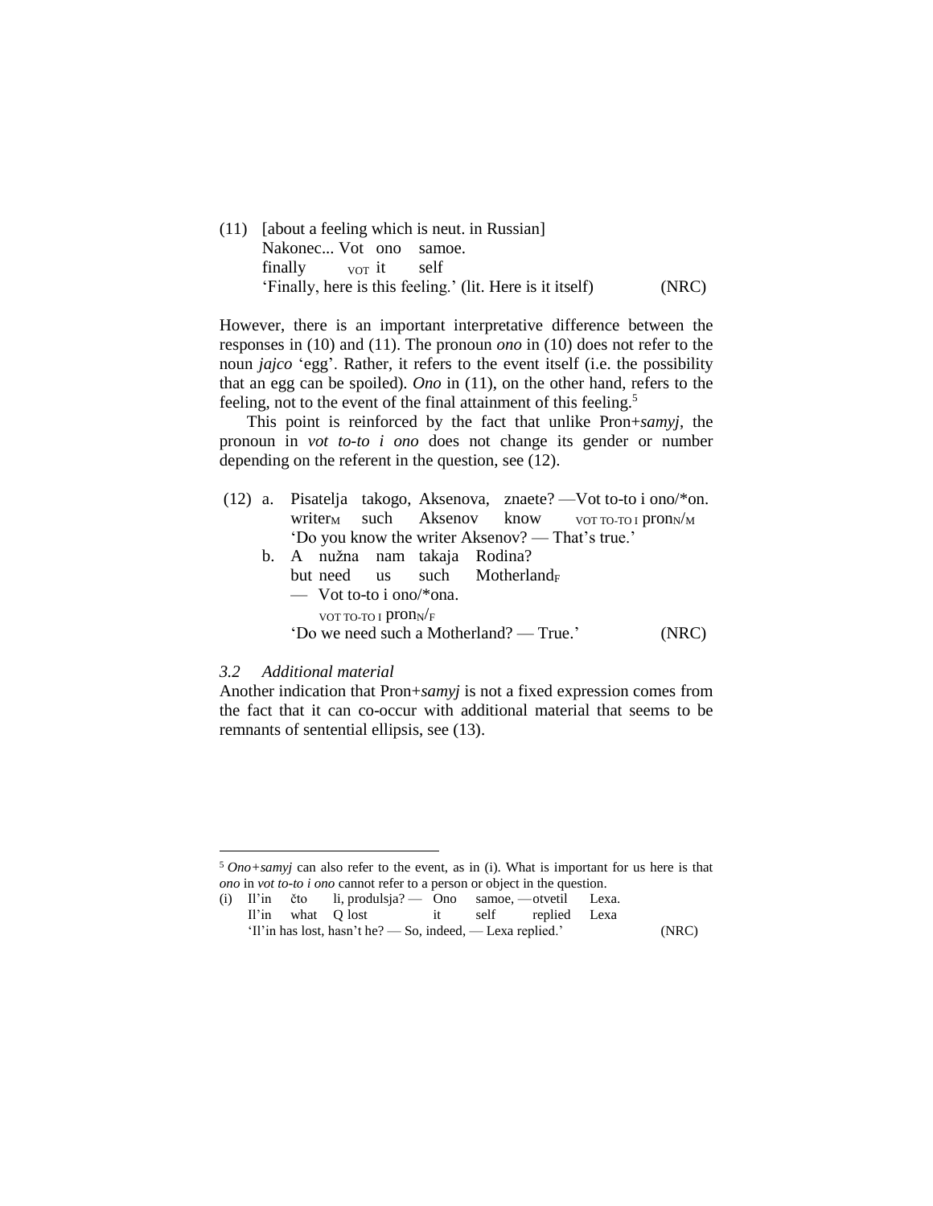(11) [about a feeling which is neut. in Russian]
Nakonec... Vot ono samoe.
finally VOT it self
'Finally, here is this feeling.' (lit. Here is it itself) (NRC)

However, there is an important interpretative difference between the responses in (10) and (11). The pronoun *ono* in (10) does not refer to the noun *jajco* 'egg'. Rather, it refers to the event itself (i.e. the possibility that an egg can be spoiled). *Ono* in (11), on the other hand, refers to the feeling, not to the event of the final attainment of this feeling.[5]

This point is reinforced by the fact that unlike Pron+*samyj*, the pronoun in *vot to-to i ono* does not change its gender or number depending on the referent in the question, see (12).

(12) a. Pisatelja takogo, Aksenova, znaete? — Vot to-to i ono/*on.
writer$_M$ such Aksenov know VOT TO-TO I pron$_N$/$_M$
'Do you know the writer Aksenov? — That's true.'

b. A nužna nam takaja Rodina?
but need us such Motherland$_F$
— Vot to-to i ono/*ona.
VOT TO-TO I pron$_N$/$_F$
'Do we need such a Motherland? — True.' (NRC)

### *3.2 Additional material*

Another indication that Pron+*samyj* is not a fixed expression comes from the fact that it can co-occur with additional material that seems to be remnants of sentential ellipsis, see (13).

---

[5] *Ono+samyj* can also refer to the event, as in (i). What is important for us here is that *ono* in *vot to-to i ono* cannot refer to a person or object in the question.

(i) Il'in čto li, produlsja? — Ono samoe, — otvetil Lexa.
Il'in what Q lost it self replied Lexa
'Il'in has lost, hasn't he? — So, indeed, — Lexa replied.' (NRC)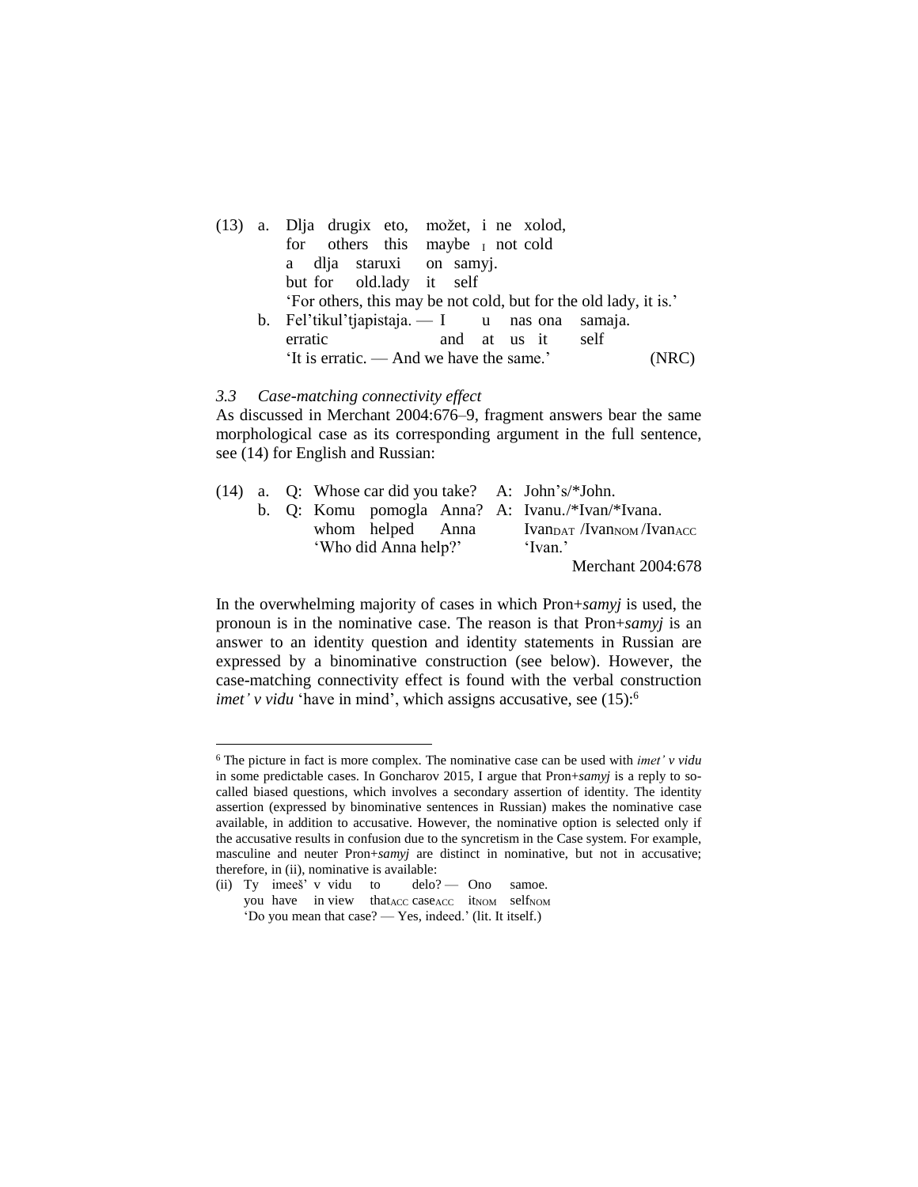(13) a. Dlja drugix eto, možet, i ne xolod,
        for others this maybe I not cold
        a dlja staruxi on samyj.
        but for old.lady it self
        'For others, this may be not cold, but for the old lady, it is.'
     b. Fel'tikul'tjapistaja. — I u nas ona samaja.
        erratic and at us it self
        'It is erratic. — And we have the same.' (NRC)

### 3.3 *Case-matching connectivity effect*

As discussed in Merchant 2004:676–9, fragment answers bear the same morphological case as its corresponding argument in the full sentence, see (14) for English and Russian:

(14) a. Q: Whose car did you take? A: John's/*John.
     b. Q: Komu pomogla Anna? A: Ivanu./*Ivan/*Ivana.
        whom helped Anna Ivan$_{DAT}$ /Ivan$_{NOM}$ /Ivan$_{ACC}$
        'Who did Anna help?' 'Ivan.'
        Merchant 2004:678

In the overwhelming majority of cases in which Pron+*samyj* is used, the pronoun is in the nominative case. The reason is that Pron+*samyj* is an answer to an identity question and identity statements in Russian are expressed by a binominative construction (see below). However, the case-matching connectivity effect is found with the verbal construction *imet' v vidu* 'have in mind', which assigns accusative, see (15):[6]

---

[6] The picture in fact is more complex. The nominative case can be used with *imet' v vidu* in some predictable cases. In Goncharov 2015, I argue that Pron+*samyj* is a reply to so-called biased questions, which involves a secondary assertion of identity. The identity assertion (expressed by binominative sentences in Russian) makes the nominative case available, in addition to accusative. However, the nominative option is selected only if the accusative results in confusion due to the syncretism in the Case system. For example, masculine and neuter Pron+*samyj* are distinct in nominative, but not in accusative; therefore, in (ii), nominative is available:

(ii) Ty imeeš' v vidu to delo? — Ono samoe.
     you have in view that$_{ACC}$ case$_{ACC}$ it$_{NOM}$ self$_{NOM}$
     'Do you mean that case? — Yes, indeed.' (lit. It itself.)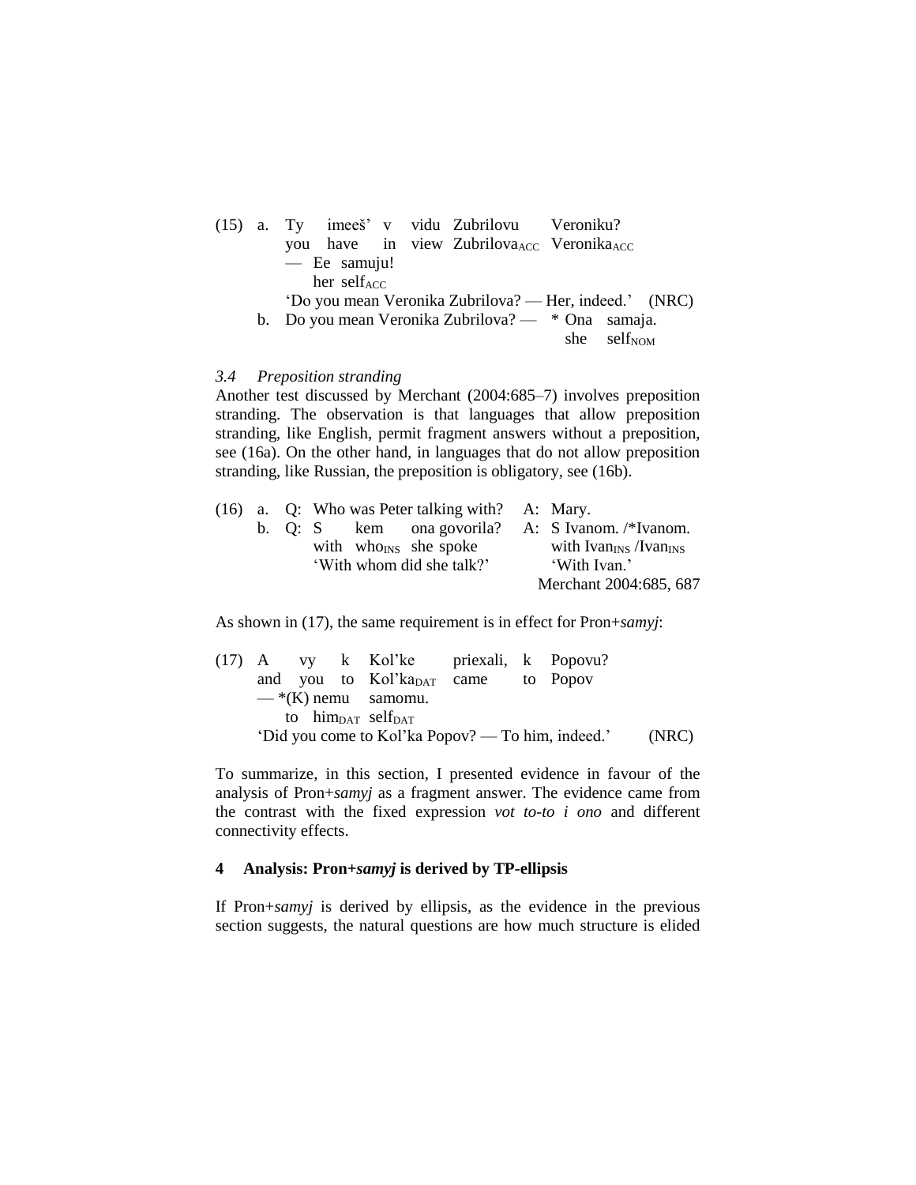(15) a. Ty imeeš' v vidu Zubrilovu Veroniku?
   you have in view $\text{Zubrilova}_{\text{ACC}}$ $\text{Veronika}_{\text{ACC}}$
   — Ee samuju!
   her $\text{self}_{\text{ACC}}$
   'Do you mean Veronika Zubrilova? — Her, indeed.' (NRC)

  b. Do you mean Veronika Zubrilova? — * Ona samaja.
   she $\text{self}_{\text{NOM}}$

### *3.4 Preposition stranding*

Another test discussed by Merchant (2004:685–7) involves preposition stranding. The observation is that languages that allow preposition stranding, like English, permit fragment answers without a preposition, see (16a). On the other hand, in languages that do not allow preposition stranding, like Russian, the preposition is obligatory, see (16b).

(16) a. Q: Who was Peter talking with? A: Mary.

  b. Q: S kem ona govorila? A: S Ivanom. /*Ivanom.
   with $\text{who}_{\text{INS}}$ she spoke   with $\text{Ivan}_{\text{INS}}$ /$\text{Ivan}_{\text{INS}}$
   'With whom did she talk?'   'With Ivan.'
   Merchant 2004:685, 687

As shown in (17), the same requirement is in effect for Pron+*samyj*:

(17) A vy k Kol'ke priexali, k Popovu?
  and you to $\text{Kol'ka}_{\text{DAT}}$ came to Popov
  — *(K) nemu samomu.
  to $\text{him}_{\text{DAT}}$ $\text{self}_{\text{DAT}}$
  'Did you come to Kol'ka Popov? — To him, indeed.' (NRC)

To summarize, in this section, I presented evidence in favour of the analysis of Pron+*samyj* as a fragment answer. The evidence came from the contrast with the fixed expression *vot to-to i ono* and different connectivity effects.

## 4 Analysis: Pron+*samyj* is derived by TP-ellipsis

If Pron+*samyj* is derived by ellipsis, as the evidence in the previous section suggests, the natural questions are how much structure is elided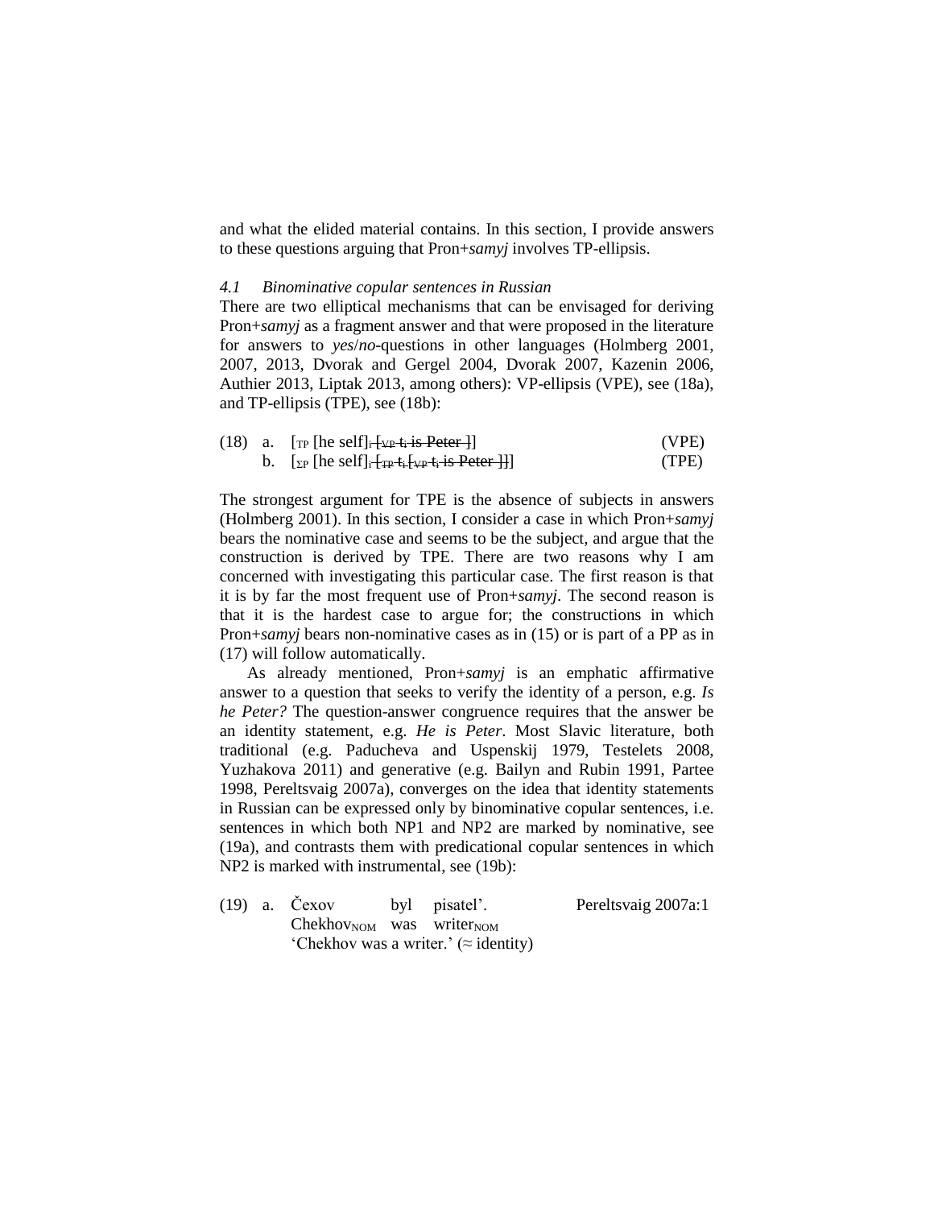and what the elided material contains. In this section, I provide answers to these questions arguing that Pron+*samyj* involves TP-ellipsis.

### *4.1 Binominative copular sentences in Russian*

There are two elliptical mechanisms that can be envisaged for deriving Pron+*samyj* as a fragment answer and that were proposed in the literature for answers to *yes*/*no*-questions in other languages (Holmberg 2001, 2007, 2013, Dvorak and Gergel 2004, Dvorak 2007, Kazenin 2006, Authier 2013, Liptak 2013, among others): VP-ellipsis (VPE), see (18a), and TP-ellipsis (TPE), see (18b):

(18) a. [$_{TP}$ [he self]$_i$ ~~[$_{VP}$ t$_i$ is Peter ]~~] (VPE)
b. [$_{\Sigma P}$ [he self]$_i$ ~~[$_{TP}$ t$_i$ [$_{VP}$ t$_i$ is Peter ]]~~] (TPE)

The strongest argument for TPE is the absence of subjects in answers (Holmberg 2001). In this section, I consider a case in which Pron+*samyj* bears the nominative case and seems to be the subject, and argue that the construction is derived by TPE. There are two reasons why I am concerned with investigating this particular case. The first reason is that it is by far the most frequent use of Pron+*samyj*. The second reason is that it is the hardest case to argue for; the constructions in which Pron+*samyj* bears non-nominative cases as in (15) or is part of a PP as in (17) will follow automatically.

As already mentioned, Pron+*samyj* is an emphatic affirmative answer to a question that seeks to verify the identity of a person, e.g. *Is he Peter?* The question-answer congruence requires that the answer be an identity statement, e.g. *He is Peter*. Most Slavic literature, both traditional (e.g. Paducheva and Uspenskij 1979, Testelets 2008, Yuzhakova 2011) and generative (e.g. Bailyn and Rubin 1991, Partee 1998, Pereltsvaig 2007a), converges on the idea that identity statements in Russian can be expressed only by binominative copular sentences, i.e. sentences in which both NP1 and NP2 are marked by nominative, see (19a), and contrasts them with predicational copular sentences in which NP2 is marked with instrumental, see (19b):

(19) a. Čexov byl pisatel'. Pereltsvaig 2007a:1
Chekhov$_{NOM}$ was writer$_{NOM}$
'Chekhov was a writer.' (≈ identity)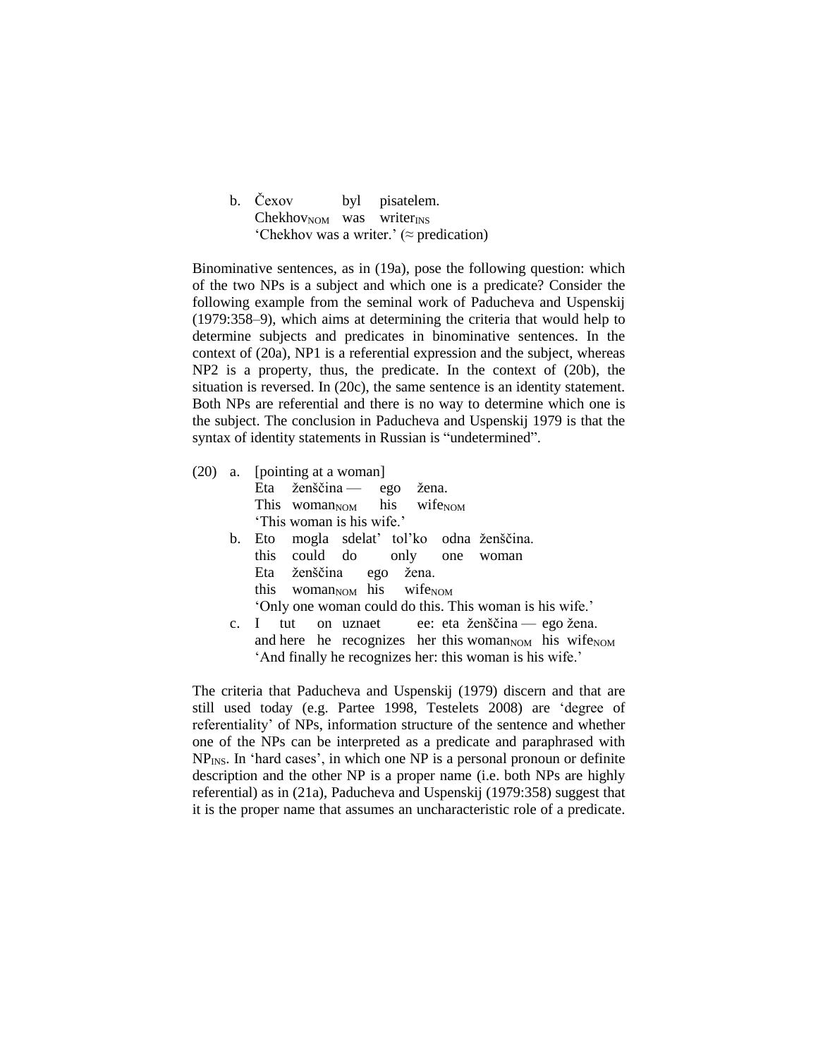b. Čexov byl pisatelem.
   $\text{Chekhov}_{\text{NOM}}$ was $\text{writer}_{\text{INS}}$
   'Chekhov was a writer.' (≈ predication)

Binominative sentences, as in (19a), pose the following question: which of the two NPs is a subject and which one is a predicate? Consider the following example from the seminal work of Paducheva and Uspenskij (1979:358–9), which aims at determining the criteria that would help to determine subjects and predicates in binominative sentences. In the context of (20a), NP1 is a referential expression and the subject, whereas NP2 is a property, thus, the predicate. In the context of (20b), the situation is reversed. In (20c), the same sentence is an identity statement. Both NPs are referential and there is no way to determine which one is the subject. The conclusion in Paducheva and Uspenskij 1979 is that the syntax of identity statements in Russian is "undetermined".

(20) a. [pointing at a woman]
   Eta ženščina — ego žena.
   This $\text{woman}_{\text{NOM}}$ his $\text{wife}_{\text{NOM}}$
   'This woman is his wife.'

b. Eto mogla sdelat' tol'ko odna ženščina.
   this could do only one woman
   Eta ženščina ego žena.
   this $\text{woman}_{\text{NOM}}$ his $\text{wife}_{\text{NOM}}$
   'Only one woman could do this. This woman is his wife.'

c. I tut on uznaet ee: eta ženščina — ego žena.
   and here he recognizes her this $\text{woman}_{\text{NOM}}$ his $\text{wife}_{\text{NOM}}$
   'And finally he recognizes her: this woman is his wife.'

The criteria that Paducheva and Uspenskij (1979) discern and that are still used today (e.g. Partee 1998, Testelets 2008) are 'degree of referentiality' of NPs, information structure of the sentence and whether one of the NPs can be interpreted as a predicate and paraphrased with $\text{NP}_{\text{INS}}$. In 'hard cases', in which one NP is a personal pronoun or definite description and the other NP is a proper name (i.e. both NPs are highly referential) as in (21a), Paducheva and Uspenskij (1979:358) suggest that it is the proper name that assumes an uncharacteristic role of a predicate.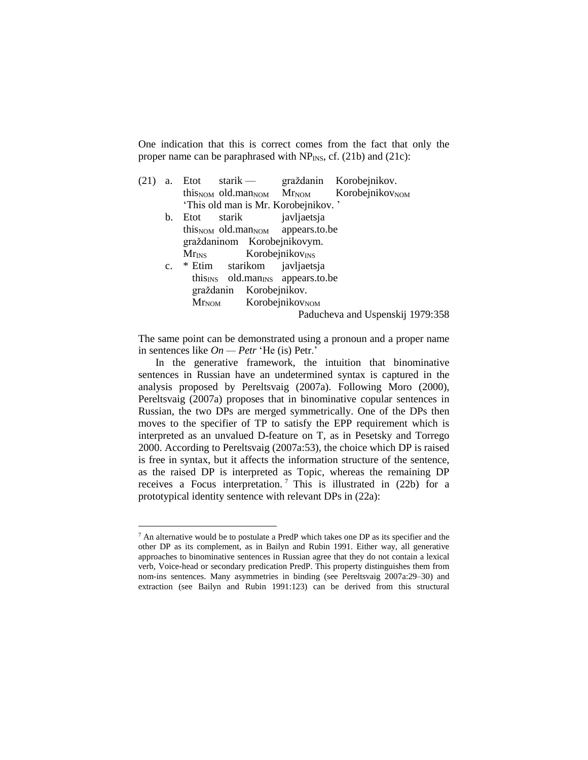One indication that this is correct comes from the fact that only the proper name can be paraphrased with $NP_{INS}$, cf. (21b) and (21c):

(21) a. Etot starik — graždanin Korobejnikov.
this$_{NOM}$ old.man$_{NOM}$ Mr$_{NOM}$ Korobejnikov$_{NOM}$
'This old man is Mr. Korobejnikov. '

b. Etot starik javljaetsja graždaninom Korobejnikovym.
this$_{NOM}$ old.man$_{NOM}$ appears.to.be Mr$_{INS}$ Korobejnikov$_{INS}$

c. * Etim starikom javljaetsja graždanin Korobejnikov.
this$_{INS}$ old.man$_{INS}$ appears.to.be Mr$_{NOM}$ Korobejnikov$_{NOM}$

Paducheva and Uspenskij 1979:358

The same point can be demonstrated using a pronoun and a proper name in sentences like *On — Petr* 'He (is) Petr.'

In the generative framework, the intuition that binominative sentences in Russian have an undetermined syntax is captured in the analysis proposed by Pereltsvaig (2007a). Following Moro (2000), Pereltsvaig (2007a) proposes that in binominative copular sentences in Russian, the two DPs are merged symmetrically. One of the DPs then moves to the specifier of TP to satisfy the EPP requirement which is interpreted as an unvalued D-feature on T, as in Pesetsky and Torrego 2000. According to Pereltsvaig (2007a:53), the choice which DP is raised is free in syntax, but it affects the information structure of the sentence, as the raised DP is interpreted as Topic, whereas the remaining DP receives a Focus interpretation.[7] This is illustrated in (22b) for a prototypical identity sentence with relevant DPs in (22a):

[7] An alternative would be to postulate a PredP which takes one DP as its specifier and the other DP as its complement, as in Bailyn and Rubin 1991. Either way, all generative approaches to binominative sentences in Russian agree that they do not contain a lexical verb, Voice-head or secondary predication PredP. This property distinguishes them from nom-ins sentences. Many asymmetries in binding (see Pereltsvaig 2007a:29–30) and extraction (see Bailyn and Rubin 1991:123) can be derived from this structural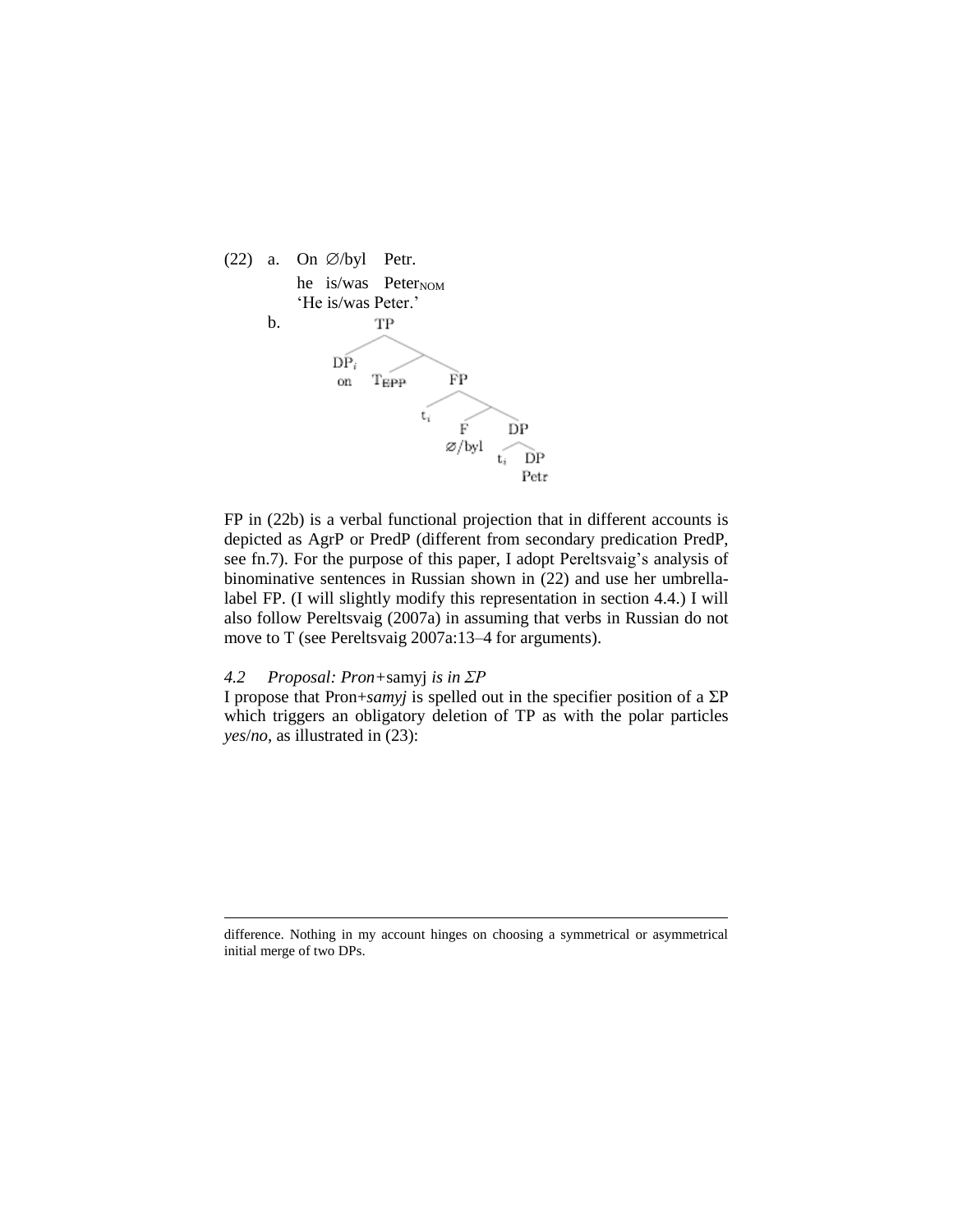(22) a. On ∅/byl Petr.
he is/was Peter$_{NOM}$
'He is/was Peter.'

b.

```
TP
├── DP_i
│   on
└──
    ├── T_EPP
    └── FP
        ├── t_i
        └──
            ├── F
            │   ∅/byl
            └── DP
                ├── t_i
                └── DP
                    Petr
```

FP in (22b) is a verbal functional projection that in different accounts is depicted as AgrP or PredP (different from secondary predication PredP, see fn.7). For the purpose of this paper, I adopt Pereltsvaig's analysis of binominative sentences in Russian shown in (22) and use her umbrella-label FP. (I will slightly modify this representation in section 4.4.) I will also follow Pereltsvaig (2007a) in assuming that verbs in Russian do not move to T (see Pereltsvaig 2007a:13–4 for arguments).

### *4.2 Proposal: Pron+*samyj *is in ΣP*

I propose that Pron+*samyj* is spelled out in the specifier position of a ΣP which triggers an obligatory deletion of TP as with the polar particles *yes*/*no*, as illustrated in (23):

---

difference. Nothing in my account hinges on choosing a symmetrical or asymmetrical initial merge of two DPs.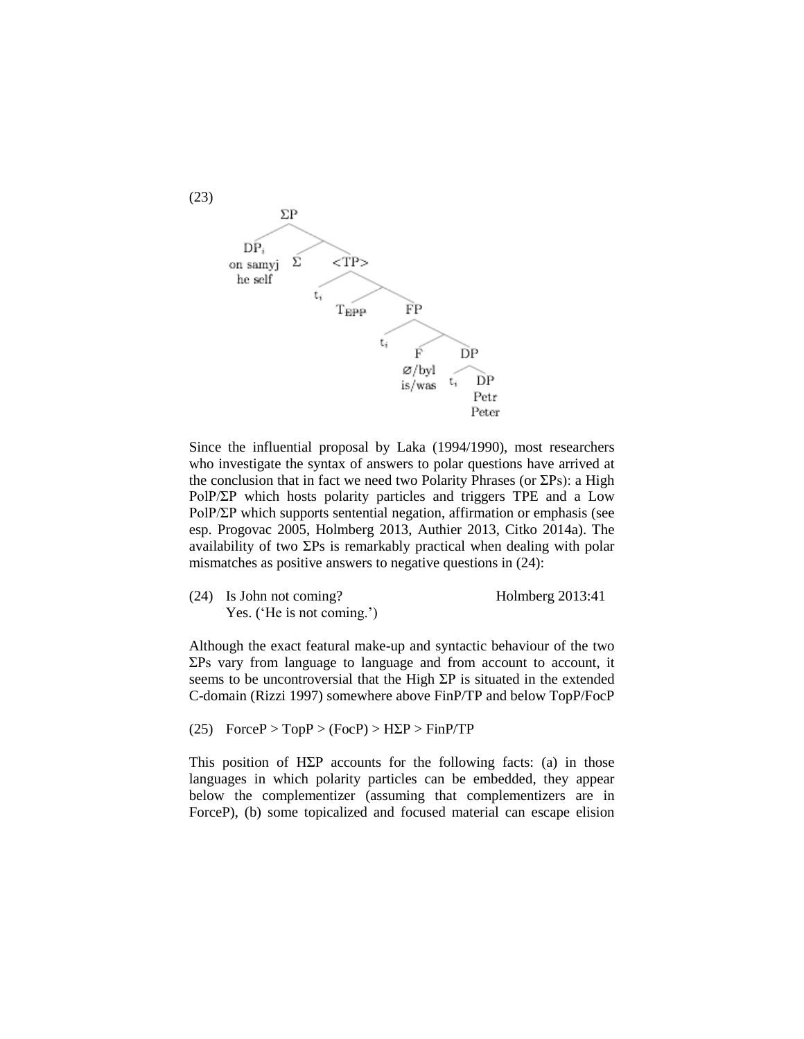(23)

```
ΣP
├── DP_i
│   on samyj
│   he self
├── Σ
└── <TP>
    ├── t_i
    ├── T_EPP
    └── FP
        ├── t_i
        ├── F
        │   ∅/byl
        │   is/was
        └── DP
            ├── t_i
            └── DP
                Petr
                Peter
```

Since the influential proposal by Laka (1994/1990), most researchers who investigate the syntax of answers to polar questions have arrived at the conclusion that in fact we need two Polarity Phrases (or ΣPs): a High PolP/ΣP which hosts polarity particles and triggers TPE and a Low PolP/ΣP which supports sentential negation, affirmation or emphasis (see esp. Progovac 2005, Holmberg 2013, Authier 2013, Citko 2014a). The availability of two ΣPs is remarkably practical when dealing with polar mismatches as positive answers to negative questions in (24):

(24) Is John not coming? Holmberg 2013:41
Yes. ('He is not coming.')

Although the exact featural make-up and syntactic behaviour of the two ΣPs vary from language to language and from account to account, it seems to be uncontroversial that the High ΣP is situated in the extended C-domain (Rizzi 1997) somewhere above FinP/TP and below TopP/FocP

(25) ForceP > TopP > (FocP) > HΣP > FinP/TP

This position of HΣP accounts for the following facts: (a) in those languages in which polarity particles can be embedded, they appear below the complementizer (assuming that complementizers are in ForceP), (b) some topicalized and focused material can escape elision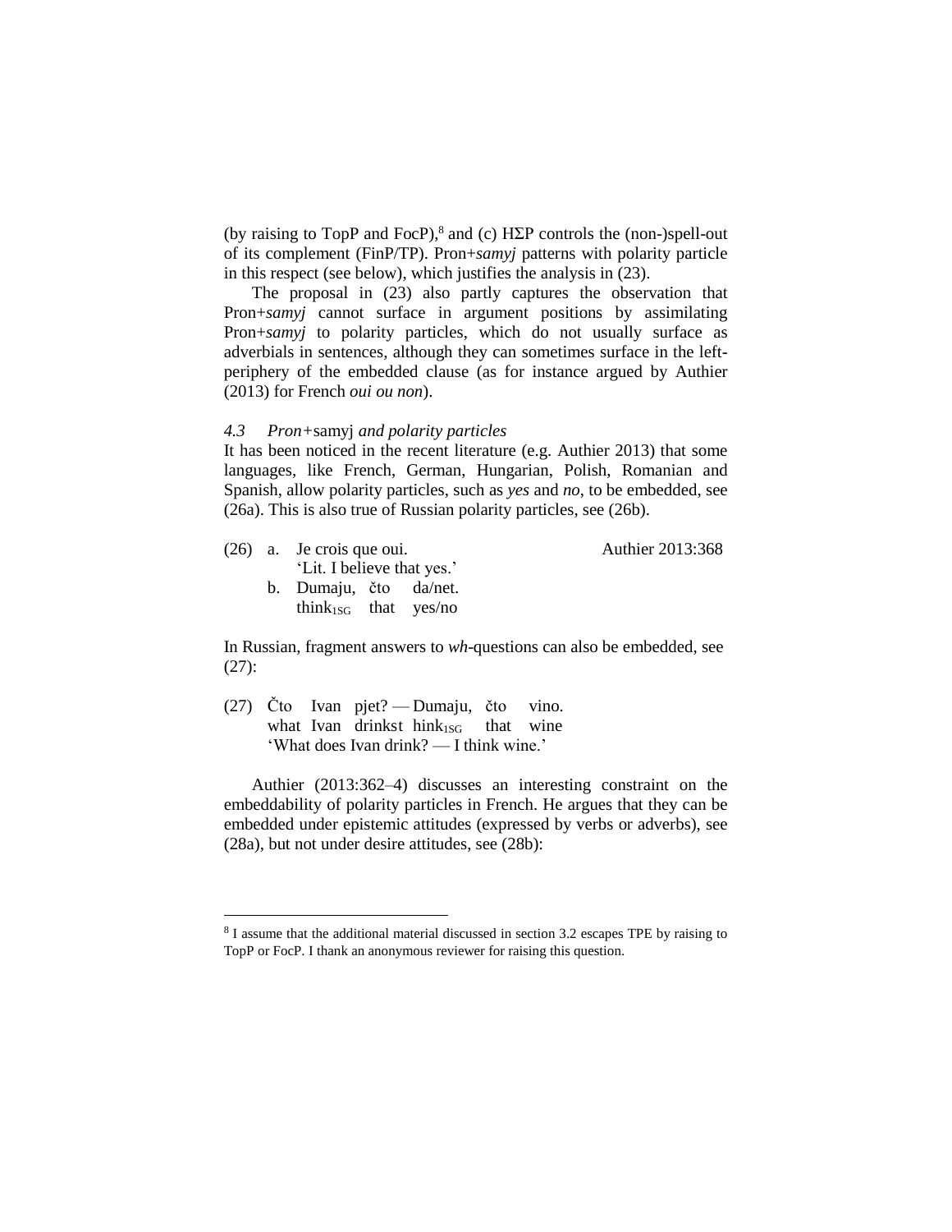(by raising to TopP and FocP),[8] and (c) HΣP controls the (non-)spell-out of its complement (FinP/TP). Pron+*samyj* patterns with polarity particle in this respect (see below), which justifies the analysis in (23).

The proposal in (23) also partly captures the observation that Pron+*samyj* cannot surface in argument positions by assimilating Pron+*samyj* to polarity particles, which do not usually surface as adverbials in sentences, although they can sometimes surface in the left-periphery of the embedded clause (as for instance argued by Authier (2013) for French *oui ou non*).

### *4.3 Pron+*samyj *and polarity particles*

It has been noticed in the recent literature (e.g. Authier 2013) that some languages, like French, German, Hungarian, Polish, Romanian and Spanish, allow polarity particles, such as *yes* and *no*, to be embedded, see (26a). This is also true of Russian polarity particles, see (26b).

(26) a. Je crois que oui. Authier 2013:368
 'Lit. I believe that yes.'
 b. Dumaju, čto da/net.
 think$_{1SG}$ that yes/no

In Russian, fragment answers to *wh*-questions can also be embedded, see (27):

(27) Čto Ivan pjet? — Dumaju, čto vino.
 what Ivan drinkst hink$_{1SG}$ that wine
 'What does Ivan drink? — I think wine.'

Authier (2013:362–4) discusses an interesting constraint on the embeddability of polarity particles in French. He argues that they can be embedded under epistemic attitudes (expressed by verbs or adverbs), see (28a), but not under desire attitudes, see (28b):

[8] I assume that the additional material discussed in section 3.2 escapes TPE by raising to TopP or FocP. I thank an anonymous reviewer for raising this question.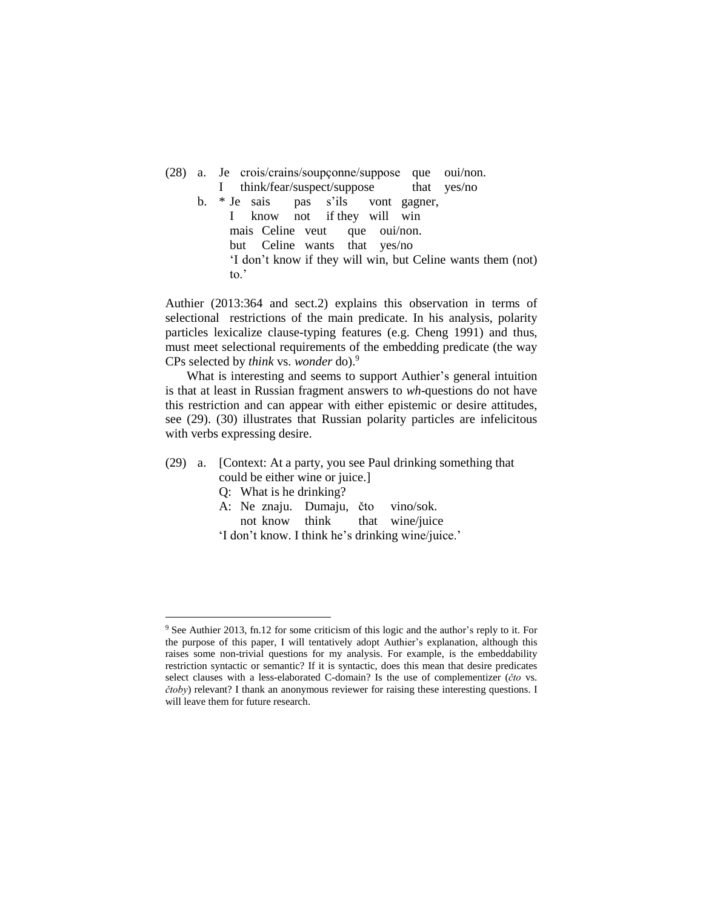(28) a. Je crois/crains/soupçonne/suppose que oui/non.
   I think/fear/suspect/suppose that yes/no

   b. * Je sais pas s'ils vont gagner,
   I know not if they will win
   mais Celine veut que oui/non.
   but Celine wants that yes/no
   'I don't know if they will win, but Celine wants them (not) to.'

Authier (2013:364 and sect.2) explains this observation in terms of selectional restrictions of the main predicate. In his analysis, polarity particles lexicalize clause-typing features (e.g. Cheng 1991) and thus, must meet selectional requirements of the embedding predicate (the way CPs selected by *think* vs. *wonder* do).[9]

What is interesting and seems to support Authier's general intuition is that at least in Russian fragment answers to *wh*-questions do not have this restriction and can appear with either epistemic or desire attitudes, see (29). (30) illustrates that Russian polarity particles are infelicitous with verbs expressing desire.

(29) a. [Context: At a party, you see Paul drinking something that could be either wine or juice.]
   Q: What is he drinking?
   A: Ne znaju. Dumaju, čto vino/sok.
   not know think that wine/juice
   'I don't know. I think he's drinking wine/juice.'

[9] See Authier 2013, fn.12 for some criticism of this logic and the author's reply to it. For the purpose of this paper, I will tentatively adopt Authier's explanation, although this raises some non-trivial questions for my analysis. For example, is the embeddability restriction syntactic or semantic? If it is syntactic, does this mean that desire predicates select clauses with a less-elaborated C-domain? Is the use of complementizer (*čto* vs. *čtoby*) relevant? I thank an anonymous reviewer for raising these interesting questions. I will leave them for future research.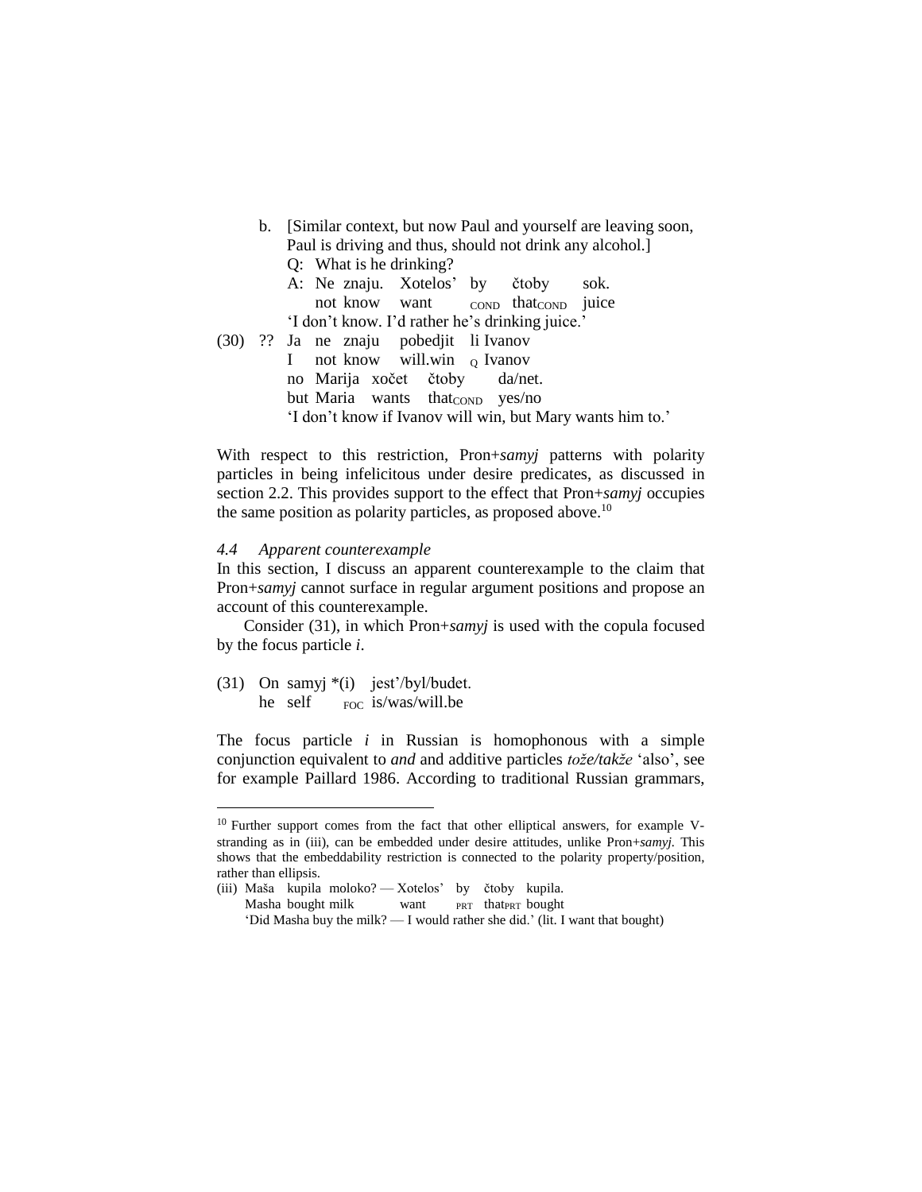b. [Similar context, but now Paul and yourself are leaving soon, Paul is driving and thus, should not drink any alcohol.]
   Q: What is he drinking?
   A: Ne znaju. Xotelos' by čtoby sok.
      not know want $_{\text{COND}}$ that$_{\text{COND}}$ juice
   'I don't know. I'd rather he's drinking juice.'

(30) ?? Ja ne znaju pobedjit li Ivanov
   I not know will.win $_{\text{Q}}$ Ivanov
   no Marija xočet čtoby da/net.
   but Maria wants that$_{\text{COND}}$ yes/no
   'I don't know if Ivanov will win, but Mary wants him to.'

With respect to this restriction, Pron+*samyj* patterns with polarity particles in being infelicitous under desire predicates, as discussed in section 2.2. This provides support to the effect that Pron+*samyj* occupies the same position as polarity particles, as proposed above.[10]

#### *4.4 Apparent counterexample*

In this section, I discuss an apparent counterexample to the claim that Pron+*samyj* cannot surface in regular argument positions and propose an account of this counterexample.

Consider (31), in which Pron+*samyj* is used with the copula focused by the focus particle *i*.

(31) On samyj *(i) jest'/byl/budet.
   he self $_{\text{FOC}}$ is/was/will.be

The focus particle *i* in Russian is homophonous with a simple conjunction equivalent to *and* and additive particles *tože/takže* 'also', see for example Paillard 1986. According to traditional Russian grammars,

---

[10] Further support comes from the fact that other elliptical answers, for example V-stranding as in (iii), can be embedded under desire attitudes, unlike Pron+*samyj*. This shows that the embeddability restriction is connected to the polarity property/position, rather than ellipsis.

(iii) Maša kupila moloko? — Xotelos' by čtoby kupila.
   Masha bought milk want $_{\text{PRT}}$ that$_{\text{PRT}}$ bought
   'Did Masha buy the milk? — I would rather she did.' (lit. I want that bought)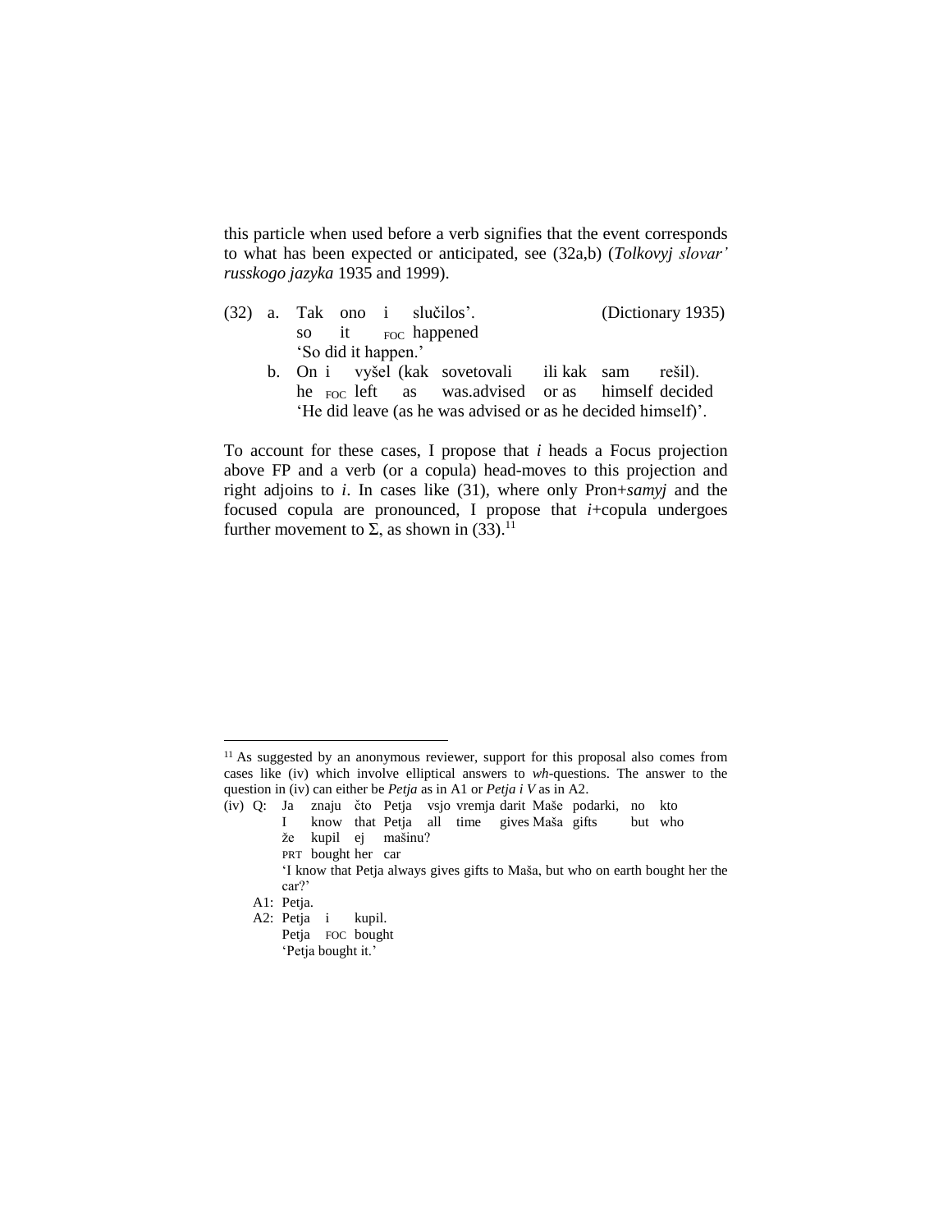this particle when used before a verb signifies that the event corresponds to what has been expected or anticipated, see (32a,b) (*Tolkovyj slovar' russkogo jazyka* 1935 and 1999).

(32) a. Tak ono i slučilos'. (Dictionary 1935)
so it FOC happened
'So did it happen.'

b. On i vyšel (kak sovetovali ili kak sam rešil).
he FOC left as was.advised or as himself decided
'He did leave (as he was advised or as he decided himself)'.

To account for these cases, I propose that *i* heads a Focus projection above FP and a verb (or a copula) head-moves to this projection and right adjoins to *i*. In cases like (31), where only Pron+*samyj* and the focused copula are pronounced, I propose that *i*+copula undergoes further movement to Σ, as shown in (33).[11]

---

[11] As suggested by an anonymous reviewer, support for this proposal also comes from cases like (iv) which involve elliptical answers to *wh*-questions. The answer to the question in (iv) can either be *Petja* as in A1 or *Petja i V* as in A2.

(iv) Q: Ja znaju čto Petja vsjo vremja darit Maše podarki, no kto
I know that Petja all time gives Maša gifts but who
že kupil ej mašinu?
PRT bought her car
'I know that Petja always gives gifts to Maša, but who on earth bought her the car?'

A1: Petja.

A2: Petja i kupil.
Petja FOC bought
'Petja bought it.'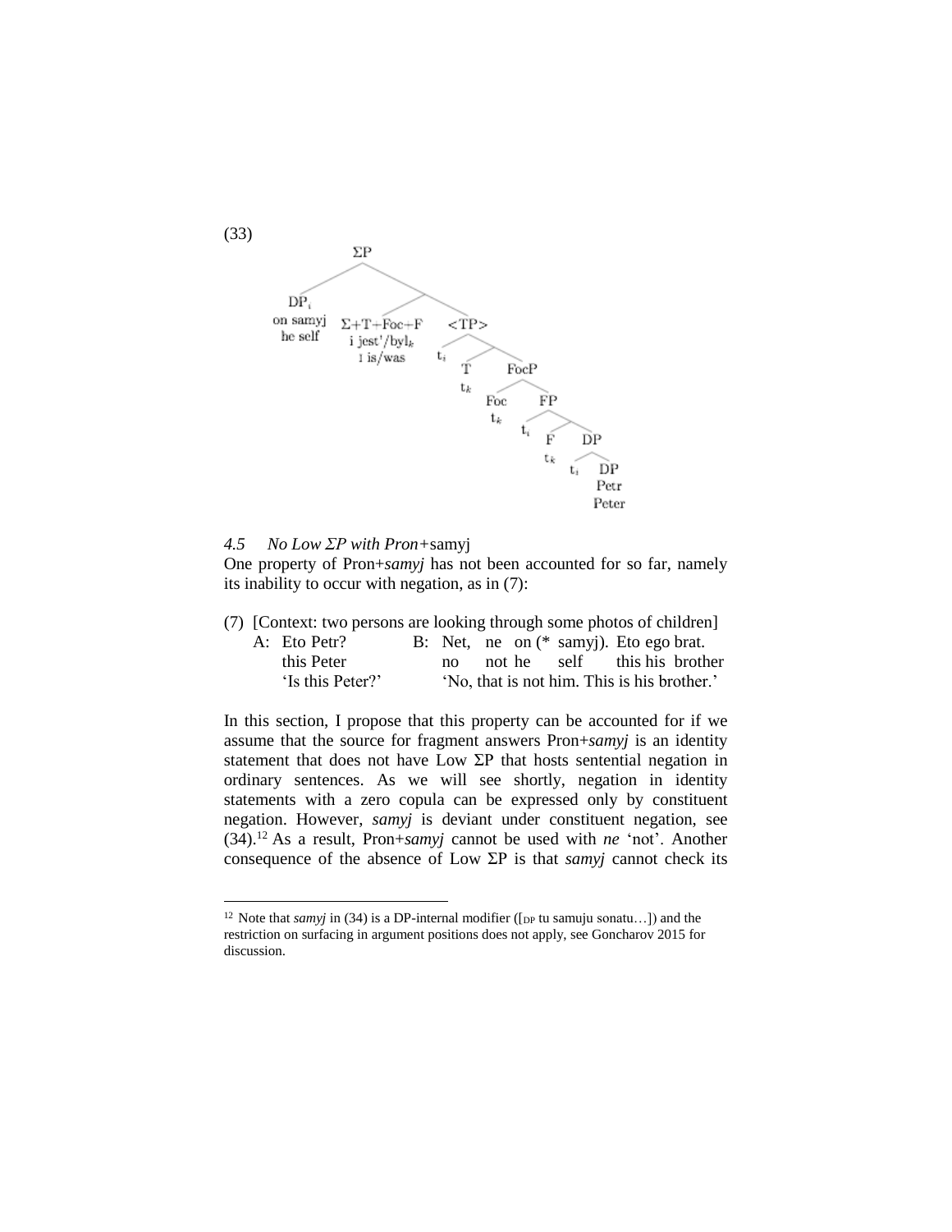(33)

```
ΣP
├── DP_i
│   on samyj
│   he self
└── 
    ├── Σ+T+Foc+F
    │   i jest'/byl_k
    │   I is/was
    └── <TP>
        ├── t_i
        └── 
            ├── T
            │   t_k
            └── FocP
                ├── Foc
                │   t_k
                └── FP
                    ├── t_i
                    └── 
                        ├── F
                        │   t_k
                        └── DP
                            ├── t_i
                            └── DP
                                Petr
                                Peter
```

### *4.5 No Low ΣP with Pron+*samyj

One property of Pron+*samyj* has not been accounted for so far, namely its inability to occur with negation, as in (7):

(7) [Context: two persons are looking through some photos of children]

| A: | Eto Petr? | B: | Net, | ne | on (* samyj). | Eto ego brat. |
|---|---|---|---|---|---|---|
| | this Peter | | no | not he | self | this his brother |
| | 'Is this Peter?' | | 'No, that is not him. This is his brother.' | | | |

In this section, I propose that this property can be accounted for if we assume that the source for fragment answers Pron+*samyj* is an identity statement that does not have Low ΣP that hosts sentential negation in ordinary sentences. As we will see shortly, negation in identity statements with a zero copula can be expressed only by constituent negation. However, *samyj* is deviant under constituent negation, see (34).[12] As a result, Pron+*samyj* cannot be used with *ne* 'not'. Another consequence of the absence of Low ΣP is that *samyj* cannot check its

---

[12] Note that *samyj* in (34) is a DP-internal modifier ([$_{DP}$ tu samuju sonatu…]) and the restriction on surfacing in argument positions does not apply, see Goncharov 2015 for discussion.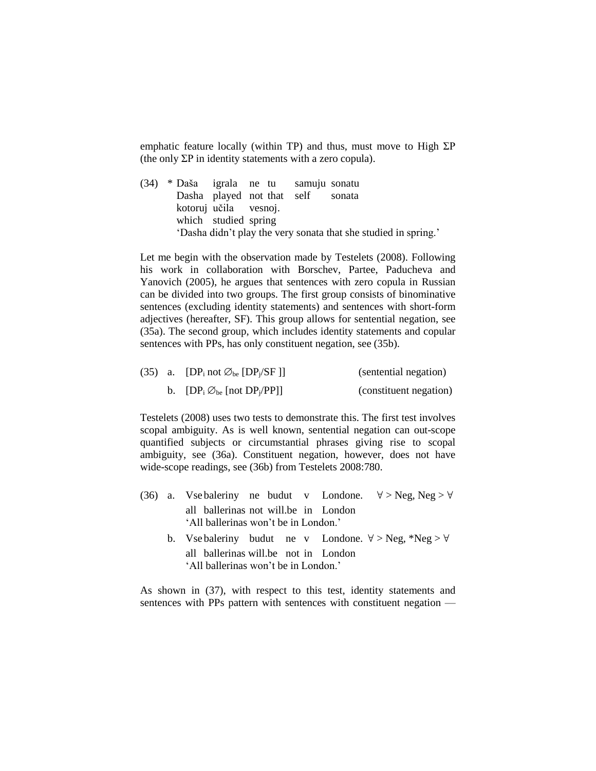emphatic feature locally (within TP) and thus, must move to High ΣP (the only ΣP in identity statements with a zero copula).

(34) * Daša igrala ne tu samuju sonatu
  Dasha played not that self sonata
  kotoruj učila vesnoj.
  which studied spring
  'Dasha didn't play the very sonata that she studied in spring.'

Let me begin with the observation made by Testelets (2008). Following his work in collaboration with Borschev, Partee, Paducheva and Yanovich (2005), he argues that sentences with zero copula in Russian can be divided into two groups. The first group consists of binominative sentences (excluding identity statements) and sentences with short-form adjectives (hereafter, SF). This group allows for sentential negation, see (35a). The second group, which includes identity statements and copular sentences with PPs, has only constituent negation, see (35b).

(35) a. [$DP_i$ not $\varnothing_{be}$ [$DP_j$/SF ]]  (sentential negation)

  b. [$DP_i$ $\varnothing_{be}$ [not $DP_j$/PP]]  (constituent negation)

Testelets (2008) uses two tests to demonstrate this. The first test involves scopal ambiguity. As is well known, sentential negation can out-scope quantified subjects or circumstantial phrases giving rise to scopal ambiguity, see (36a). Constituent negation, however, does not have wide-scope readings, see (36b) from Testelets 2008:780.

(36) a. Vse baleriny ne budut v Londone.  $\forall$ > Neg, Neg > $\forall$
  all ballerinas not will.be in London
  'All ballerinas won't be in London.'

  b. Vse baleriny budut ne v Londone.  $\forall$ > Neg, *Neg > $\forall$
  all ballerinas will.be not in London
  'All ballerinas won't be in London.'

As shown in (37), with respect to this test, identity statements and sentences with PPs pattern with sentences with constituent negation —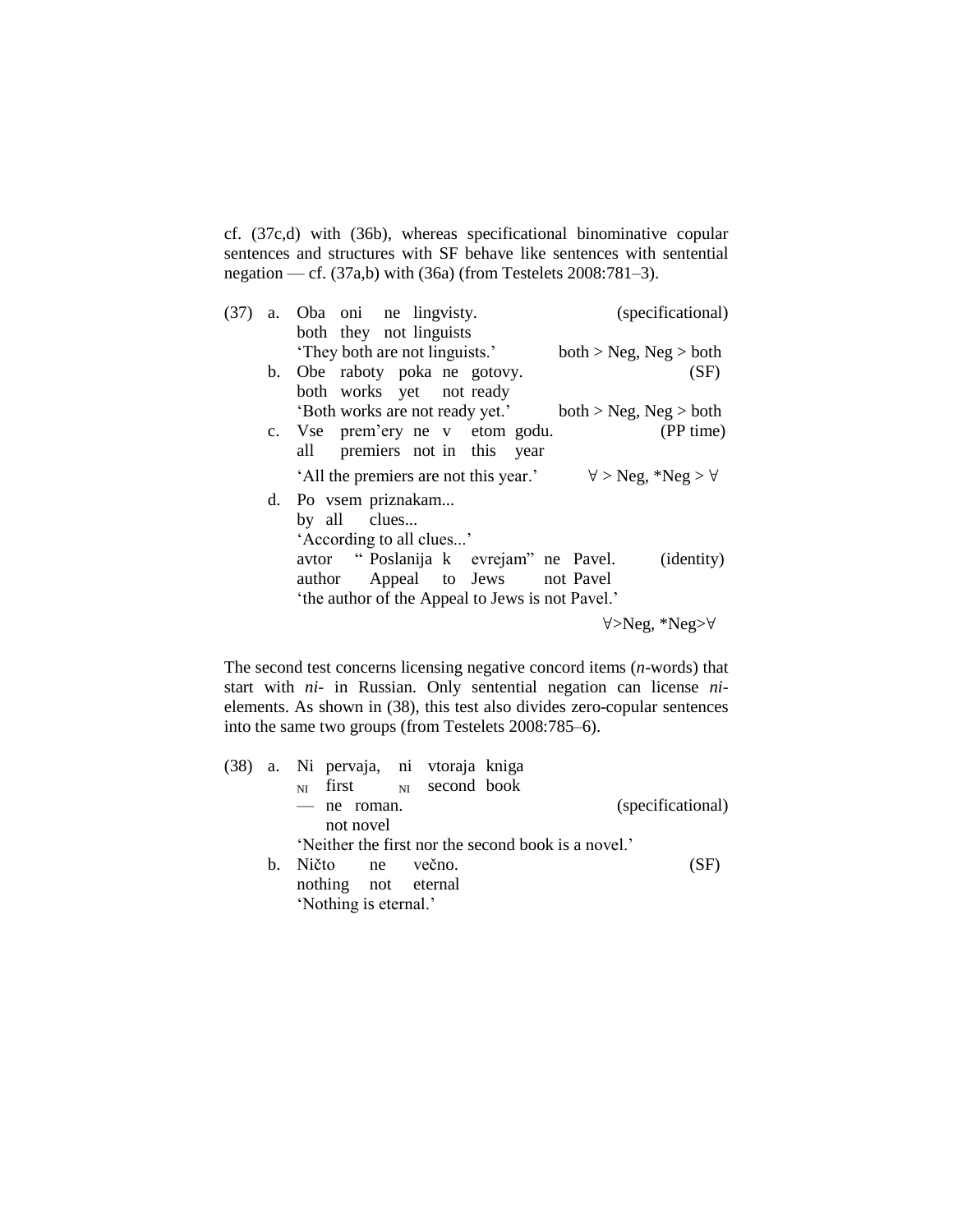cf. (37c,d) with (36b), whereas specificational binominative copular sentences and structures with SF behave like sentences with sentential negation — cf. (37a,b) with (36a) (from Testelets 2008:781–3).

(37) a. Oba oni ne lingvisty. (specificational)
both they not linguists
'They both are not linguists.' both > Neg, Neg > both

b. Obe raboty poka ne gotovy. (SF)
both works yet not ready
'Both works are not ready yet.' both > Neg, Neg > both

c. Vse prem'ery ne v etom godu. (PP time)
all premiers not in this year
'All the premiers are not this year.' ∀ > Neg, *Neg > ∀

d. Po vsem priznakam...
by all clues...
'According to all clues...'
avtor "Poslanija k evrejam" ne Pavel. (identity)
author Appeal to Jews not Pavel
'the author of the Appeal to Jews is not Pavel.'
∀>Neg, *Neg>∀

The second test concerns licensing negative concord items (*n*-words) that start with *ni*- in Russian. Only sentential negation can license *ni*-elements. As shown in (38), this test also divides zero-copular sentences into the same two groups (from Testelets 2008:785–6).

(38) a. Ni pervaja, ni vtoraja kniga
NI first NI second book
— ne roman. (specificational)
not novel
'Neither the first nor the second book is a novel.'

b. Ničto ne večno. (SF)
nothing not eternal
'Nothing is eternal.'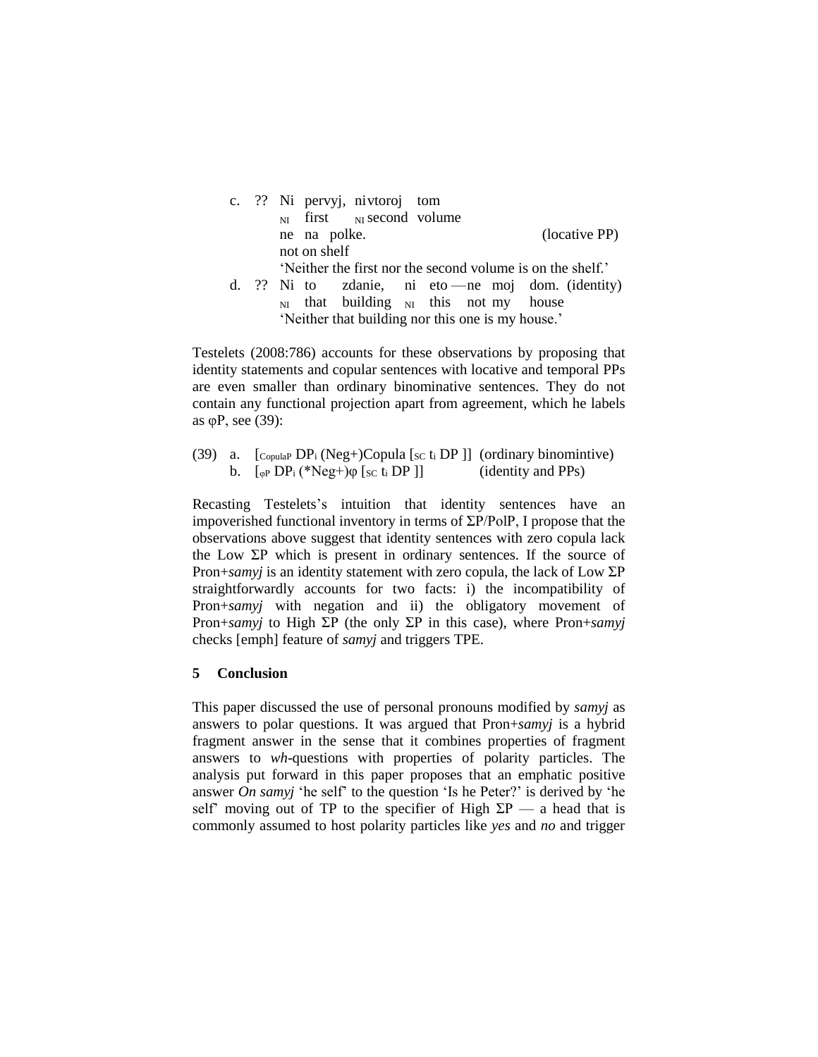c. ?? Ni pervyj, ni vtoroj tom  
   $_{\text{NI}}$ first $_{\text{NI}}$ second volume  
   ne na polke. (locative PP)  
   not on shelf  
   'Neither the first nor the second volume is on the shelf.'

d. ?? Ni to zdanie, ni eto —ne moj dom. (identity)  
   $_{\text{NI}}$ that building $_{\text{NI}}$ this not my house  
   'Neither that building nor this one is my house.'

Testelets (2008:786) accounts for these observations by proposing that identity statements and copular sentences with locative and temporal PPs are even smaller than ordinary binominative sentences. They do not contain any functional projection apart from agreement, which he labels as φP, see (39):

(39) a. [$_{\text{CopulaP}}$ DP$_i$ (Neg+)Copula [$_{\text{SC}}$ t$_i$ DP ]] (ordinary binomintive)  
 b. [$_{\varphi\text{P}}$ DP$_i$ (*Neg+)φ [$_{\text{SC}}$ t$_i$ DP ]] (identity and PPs)

Recasting Testelets's intuition that identity sentences have an impoverished functional inventory in terms of ΣP/PolP, I propose that the observations above suggest that identity sentences with zero copula lack the Low ΣP which is present in ordinary sentences. If the source of Pron+*samyj* is an identity statement with zero copula, the lack of Low ΣP straightforwardly accounts for two facts: i) the incompatibility of Pron+*samyj* with negation and ii) the obligatory movement of Pron+*samyj* to High ΣP (the only ΣP in this case), where Pron+*samyj* checks [emph] feature of *samyj* and triggers TPE.

## 5 Conclusion

This paper discussed the use of personal pronouns modified by *samyj* as answers to polar questions. It was argued that Pron+*samyj* is a hybrid fragment answer in the sense that it combines properties of fragment answers to *wh*-questions with properties of polarity particles. The analysis put forward in this paper proposes that an emphatic positive answer *On samyj* 'he self' to the question 'Is he Peter?' is derived by 'he self' moving out of TP to the specifier of High ΣP — a head that is commonly assumed to host polarity particles like *yes* and *no* and trigger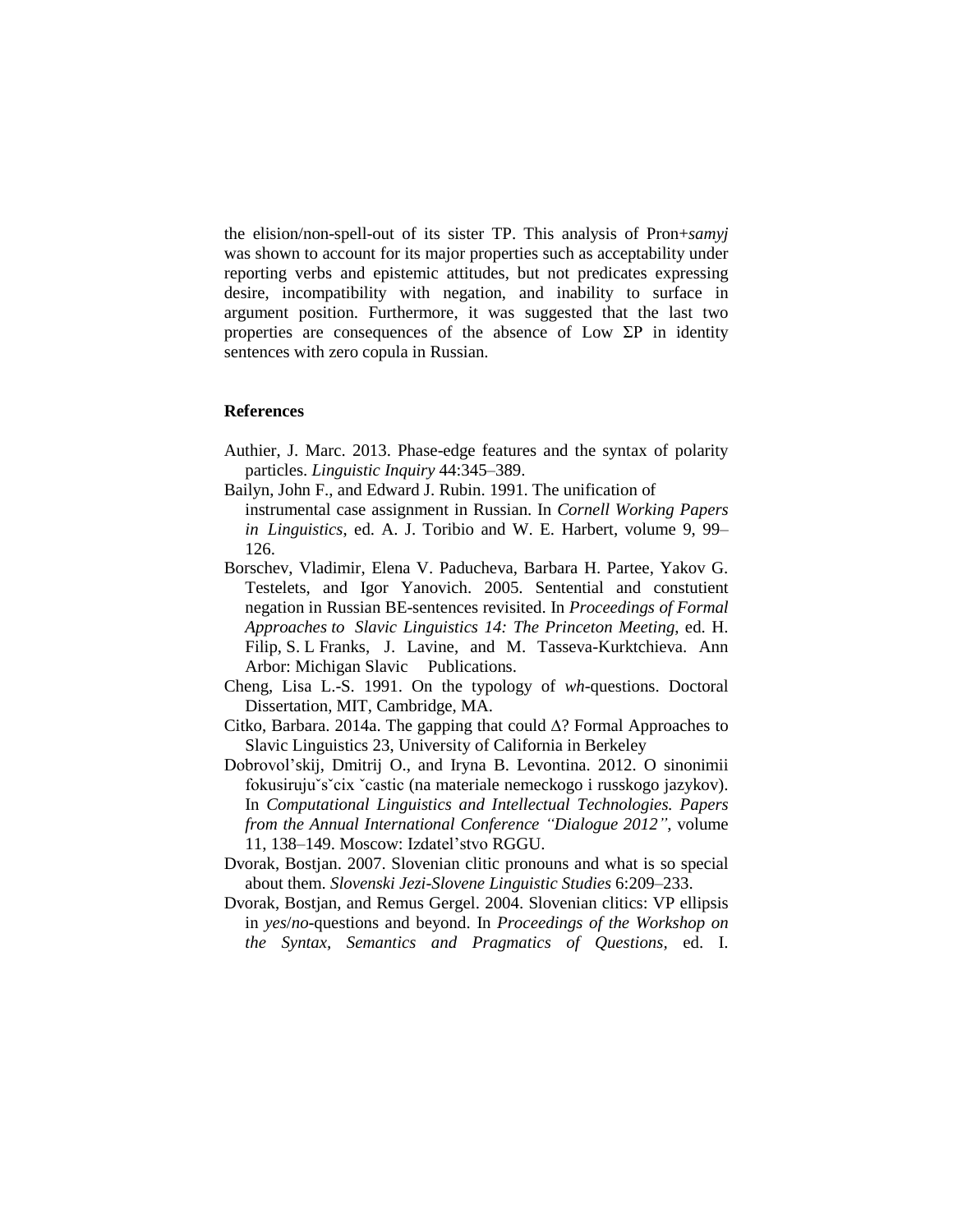the elision/non-spell-out of its sister TP. This analysis of Pron+*samyj* was shown to account for its major properties such as acceptability under reporting verbs and epistemic attitudes, but not predicates expressing desire, incompatibility with negation, and inability to surface in argument position. Furthermore, it was suggested that the last two properties are consequences of the absence of Low ΣP in identity sentences with zero copula in Russian.

## References

Authier, J. Marc. 2013. Phase-edge features and the syntax of polarity particles. *Linguistic Inquiry* 44:345–389.

Bailyn, John F., and Edward J. Rubin. 1991. The unification of instrumental case assignment in Russian. In *Cornell Working Papers in Linguistics*, ed. A. J. Toribio and W. E. Harbert, volume 9, 99–126.

Borschev, Vladimir, Elena V. Paducheva, Barbara H. Partee, Yakov G. Testelets, and Igor Yanovich. 2005. Sentential and constutient negation in Russian BE-sentences revisited. In *Proceedings of Formal Approaches to Slavic Linguistics 14: The Princeton Meeting*, ed. H. Filip, S. L Franks, J. Lavine, and M. Tasseva-Kurktchieva. Ann Arbor: Michigan Slavic Publications.

Cheng, Lisa L.-S. 1991. On the typology of *wh*-questions. Doctoral Dissertation, MIT, Cambridge, MA.

Citko, Barbara. 2014a. The gapping that could Δ? Formal Approaches to Slavic Linguistics 23, University of California in Berkeley

Dobrovol'skij, Dmitrij O., and Iryna B. Levontina. 2012. O sinonimii fokusirujuˇsˇcix ˇcastic (na materiale nemeckogo i russkogo jazykov). In *Computational Linguistics and Intellectual Technologies. Papers from the Annual International Conference "Dialogue 2012"*, volume 11, 138–149. Moscow: Izdatel'stvo RGGU.

Dvorak, Bostjan. 2007. Slovenian clitic pronouns and what is so special about them. *Slovenski Jezi-Slovene Linguistic Studies* 6:209–233.

Dvorak, Bostjan, and Remus Gergel. 2004. Slovenian clitics: VP ellipsis in *yes*/*no*-questions and beyond. In *Proceedings of the Workshop on the Syntax, Semantics and Pragmatics of Questions*, ed. I.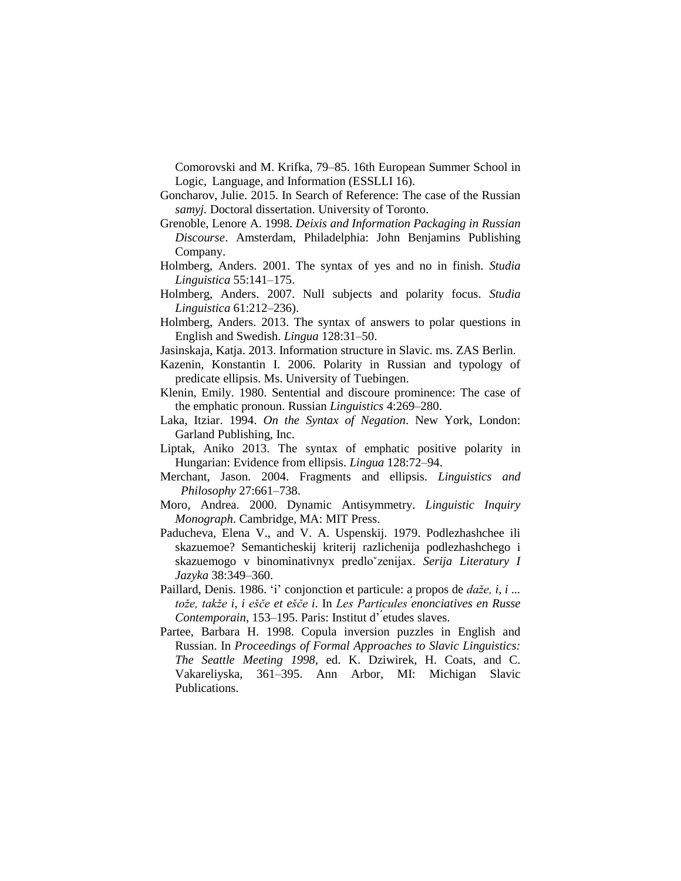Comorovski and M. Krifka, 79–85. 16th European Summer School in Logic, Language, and Information (ESSLLI 16).

Goncharov, Julie. 2015. In Search of Reference: The case of the Russian *samyj*. Doctoral dissertation. University of Toronto.

Grenoble, Lenore A. 1998. *Deixis and Information Packaging in Russian Discourse*. Amsterdam, Philadelphia: John Benjamins Publishing Company.

Holmberg, Anders. 2001. The syntax of yes and no in finish. *Studia Linguistica* 55:141–175.

Holmberg, Anders. 2007. Null subjects and polarity focus. *Studia Linguistica* 61:212–236).

Holmberg, Anders. 2013. The syntax of answers to polar questions in English and Swedish. *Lingua* 128:31–50.

Jasinskaja, Katja. 2013. Information structure in Slavic. ms. ZAS Berlin.

Kazenin, Konstantin I. 2006. Polarity in Russian and typology of predicate ellipsis. Ms. University of Tuebingen.

Klenin, Emily. 1980. Sentential and discoure prominence: The case of the emphatic pronoun. Russian *Linguistics* 4:269–280.

Laka, Itziar. 1994. *On the Syntax of Negation*. New York, London: Garland Publishing, Inc.

Liptak, Aniko 2013. The syntax of emphatic positive polarity in Hungarian: Evidence from ellipsis. *Lingua* 128:72–94.

Merchant, Jason. 2004. Fragments and ellipsis. *Linguistics and Philosophy* 27:661–738.

Moro, Andrea. 2000. Dynamic Antisymmetry. *Linguistic Inquiry Monograph*. Cambridge, MA: MIT Press.

Paducheva, Elena V., and V. A. Uspenskij. 1979. Podlezhashchee ili skazuemoe? Semanticheskij kriterij razlichenija podlezhashchego i skazuemogo v binominativnyx predloˇzenijax. *Serija Literatury I Jazyka* 38:349–360.

Paillard, Denis. 1986. 'i' conjonction et particule: a propos de *daže, i, i ... tože, takže i, i ešče et ešče i*. In *Les Particules ́enonciatives en Russe Contemporain*, 153–195. Paris: Institut d' ́etudes slaves.

Partee, Barbara H. 1998. Copula inversion puzzles in English and Russian. In *Proceedings of Formal Approaches to Slavic Linguistics: The Seattle Meeting 1998*, ed. K. Dziwirek, H. Coats, and C. Vakareliyska, 361–395. Ann Arbor, MI: Michigan Slavic Publications.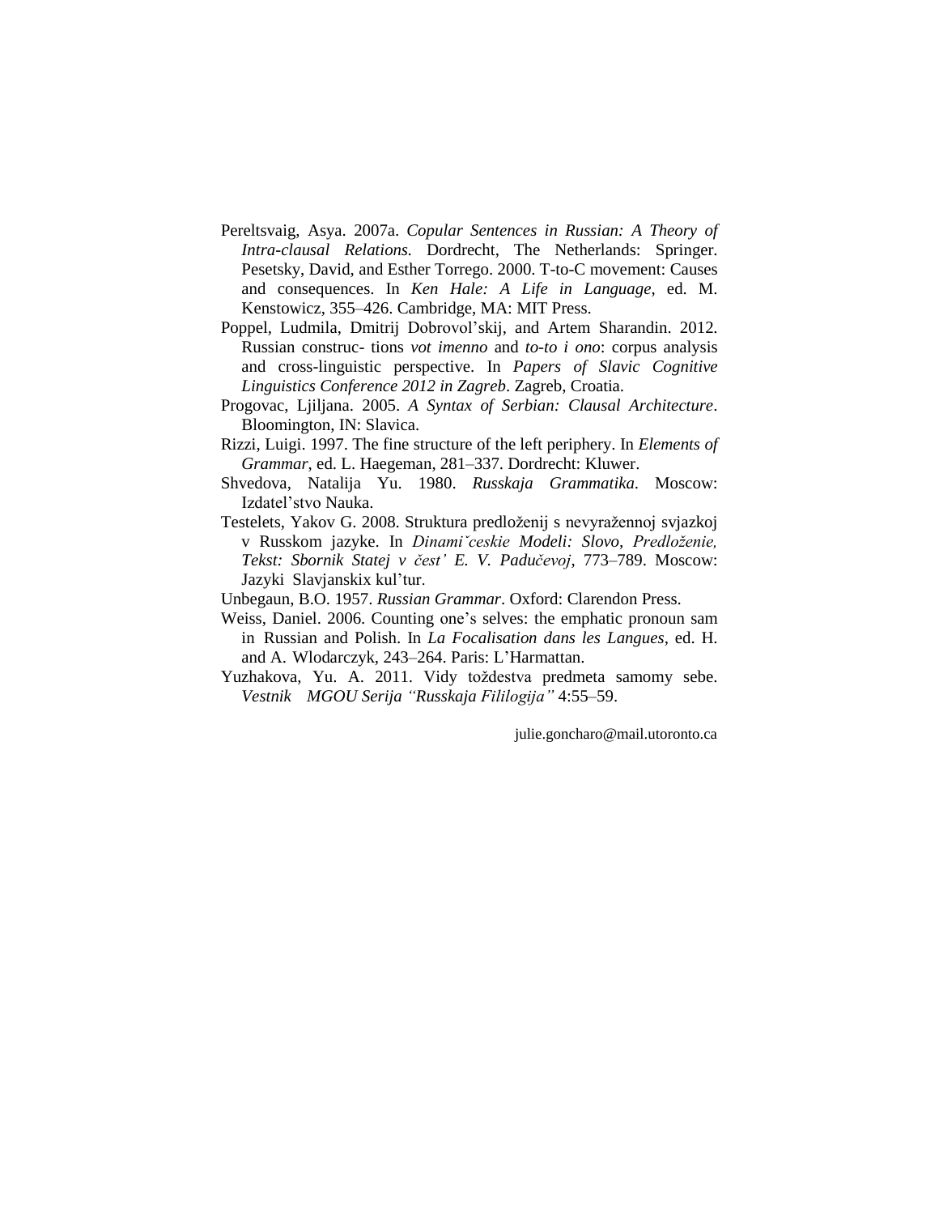Pereltsvaig, Asya. 2007a. *Copular Sentences in Russian: A Theory of Intra-clausal Relations.* Dordrecht, The Netherlands: Springer. Pesetsky, David, and Esther Torrego. 2000. T-to-C movement: Causes and consequences. In *Ken Hale: A Life in Language*, ed. M. Kenstowicz, 355–426. Cambridge, MA: MIT Press.

Poppel, Ludmila, Dmitrij Dobrovol'skij, and Artem Sharandin. 2012. Russian construc- tions *vot imenno* and *to-to i ono*: corpus analysis and cross-linguistic perspective. In *Papers of Slavic Cognitive Linguistics Conference 2012 in Zagreb*. Zagreb, Croatia.

Progovac, Ljiljana. 2005. *A Syntax of Serbian: Clausal Architecture*. Bloomington, IN: Slavica.

Rizzi, Luigi. 1997. The fine structure of the left periphery. In *Elements of Grammar*, ed. L. Haegeman, 281–337. Dordrecht: Kluwer.

Shvedova, Natalija Yu. 1980. *Russkaja Grammatika*. Moscow: Izdatel'stvo Nauka.

Testelets, Yakov G. 2008. Struktura predloženij s nevyražennoj svjazkoj v Russkom jazyke. In *Dinamiˇceskie Modeli: Slovo, Predloženie, Tekst: Sbornik Statej v čest' E. V. Padučevoj*, 773–789. Moscow: Jazyki Slavjanskix kul'tur.

Unbegaun, B.O. 1957. *Russian Grammar*. Oxford: Clarendon Press.

Weiss, Daniel. 2006. Counting one's selves: the emphatic pronoun sam in Russian and Polish. In *La Focalisation dans les Langues*, ed. H. and A. Wlodarczyk, 243–264. Paris: L'Harmattan.

Yuzhakova, Yu. A. 2011. Vidy toždestva predmeta samomy sebe. *Vestnik MGOU Serija "Russkaja Fililogija"* 4:55–59.

julie.goncharo@mail.utoronto.ca